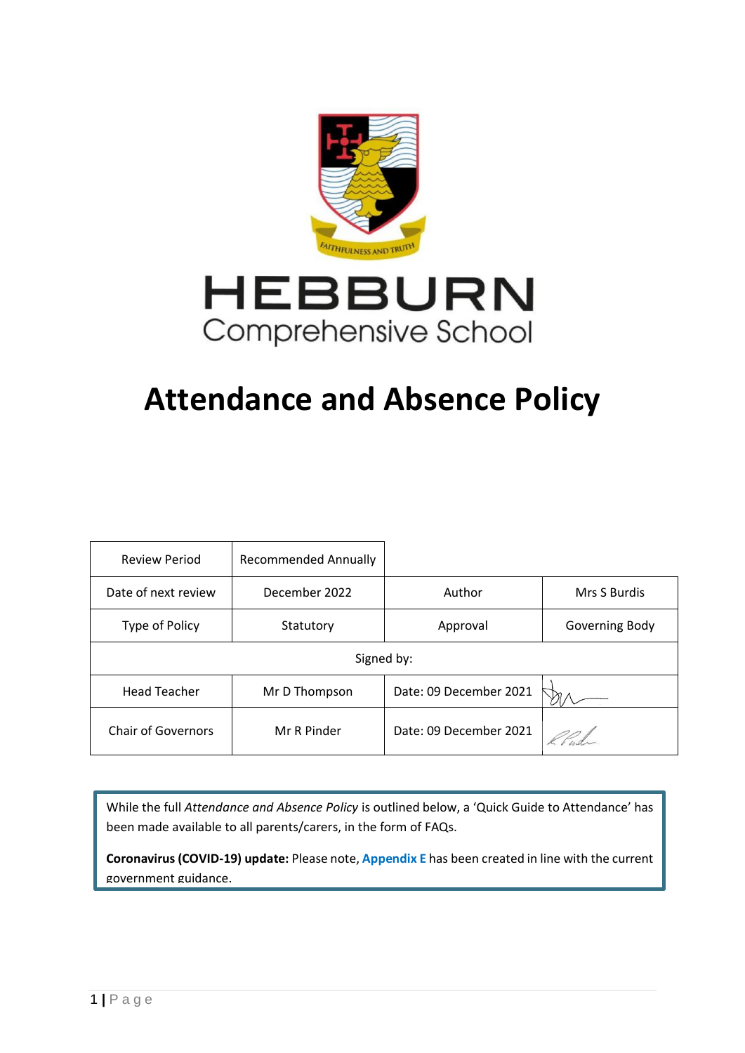HEBBURN

Comprehensive School

# Attendance and Absence Policy

| Review Period | Recommended Annually | | |
|---|---|---|---|
| Date of next review | December 2022 | Author | Mrs S Burdis |
| Type of Policy | Statutory | Approval | Governing Body |
| Signed by: | | | |
| Head Teacher | Mr D Thompson | Date: 09 December 2021 | |
| Chair of Governors | Mr R Pinder | Date: 09 December 2021 | |

While the full *Attendance and Absence Policy* is outlined below, a 'Quick Guide to Attendance' has been made available to all parents/carers, in the form of FAQs.

**Coronavirus (COVID-19) update:** Please note, **Appendix E** has been created in line with the current government guidance.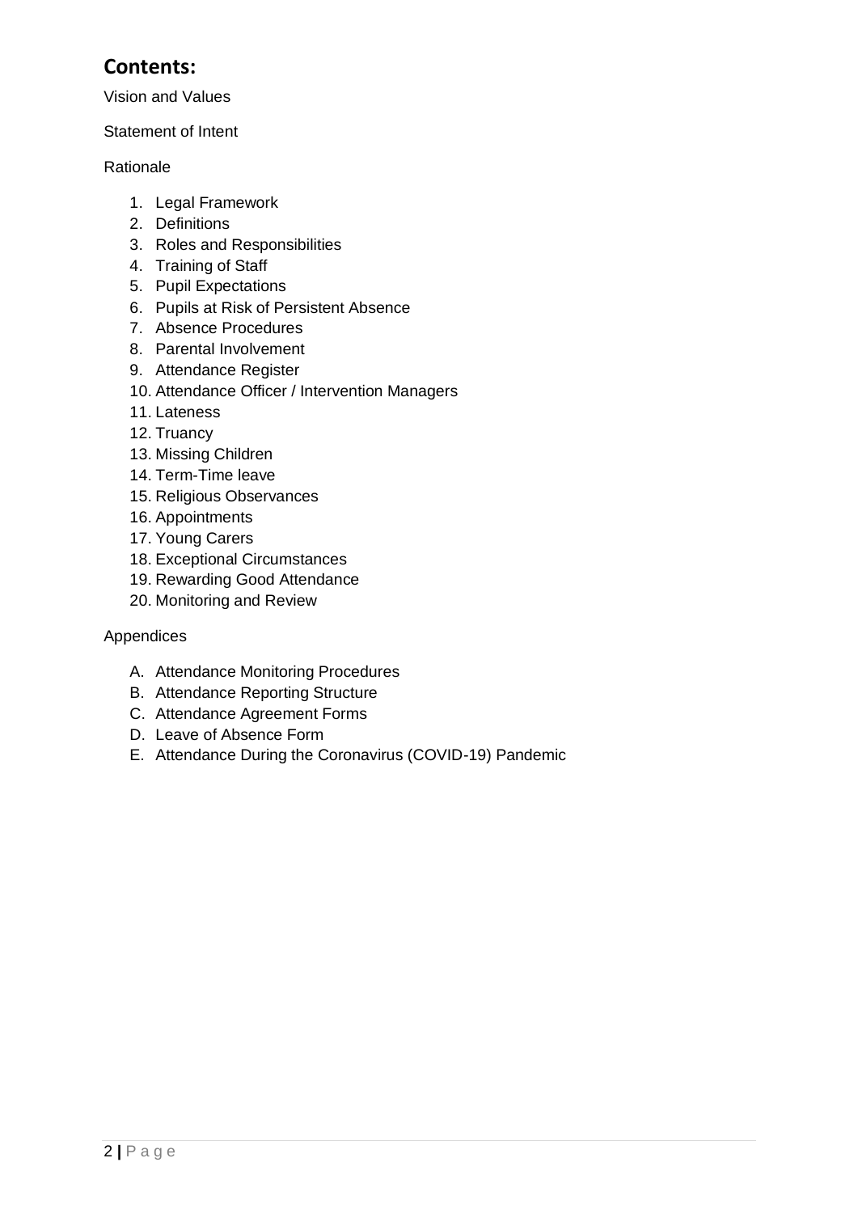## Contents:

Vision and Values

Statement of Intent

Rationale

1. Legal Framework
2. Definitions
3. Roles and Responsibilities
4. Training of Staff
5. Pupil Expectations
6. Pupils at Risk of Persistent Absence
7. Absence Procedures
8. Parental Involvement
9. Attendance Register
10. Attendance Officer / Intervention Managers
11. Lateness
12. Truancy
13. Missing Children
14. Term-Time leave
15. Religious Observances
16. Appointments
17. Young Carers
18. Exceptional Circumstances
19. Rewarding Good Attendance
20. Monitoring and Review

Appendices

A. Attendance Monitoring Procedures
B. Attendance Reporting Structure
C. Attendance Agreement Forms
D. Leave of Absence Form
E. Attendance During the Coronavirus (COVID-19) Pandemic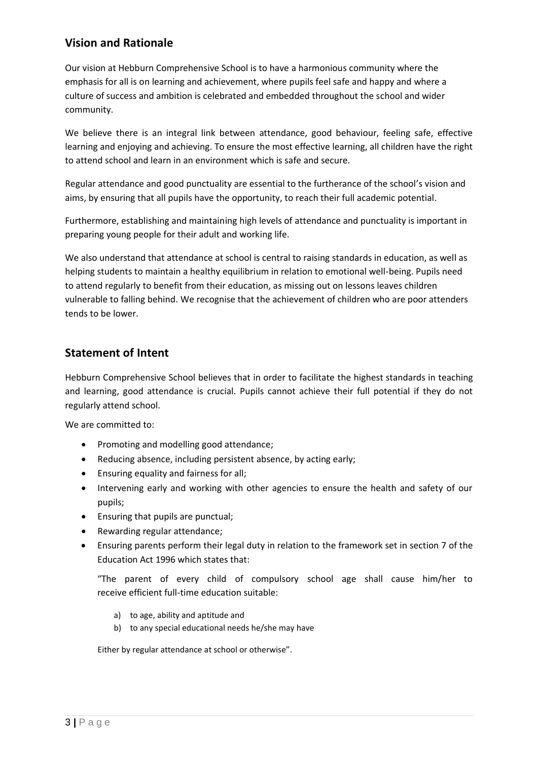## Vision and Rationale

Our vision at Hebburn Comprehensive School is to have a harmonious community where the emphasis for all is on learning and achievement, where pupils feel safe and happy and where a culture of success and ambition is celebrated and embedded throughout the school and wider community.

We believe there is an integral link between attendance, good behaviour, feeling safe, effective learning and enjoying and achieving. To ensure the most effective learning, all children have the right to attend school and learn in an environment which is safe and secure.

Regular attendance and good punctuality are essential to the furtherance of the school's vision and aims, by ensuring that all pupils have the opportunity, to reach their full academic potential.

Furthermore, establishing and maintaining high levels of attendance and punctuality is important in preparing young people for their adult and working life.

We also understand that attendance at school is central to raising standards in education, as well as helping students to maintain a healthy equilibrium in relation to emotional well-being. Pupils need to attend regularly to benefit from their education, as missing out on lessons leaves children vulnerable to falling behind. We recognise that the achievement of children who are poor attenders tends to be lower.

## Statement of Intent

Hebburn Comprehensive School believes that in order to facilitate the highest standards in teaching and learning, good attendance is crucial. Pupils cannot achieve their full potential if they do not regularly attend school.

We are committed to:

- Promoting and modelling good attendance;
- Reducing absence, including persistent absence, by acting early;
- Ensuring equality and fairness for all;
- Intervening early and working with other agencies to ensure the health and safety of our pupils;
- Ensuring that pupils are punctual;
- Rewarding regular attendance;
- Ensuring parents perform their legal duty in relation to the framework set in section 7 of the Education Act 1996 which states that:

  "The parent of every child of compulsory school age shall cause him/her to receive efficient full-time education suitable:

  a) to age, ability and aptitude and
  b) to any special educational needs he/she may have

  Either by regular attendance at school or otherwise".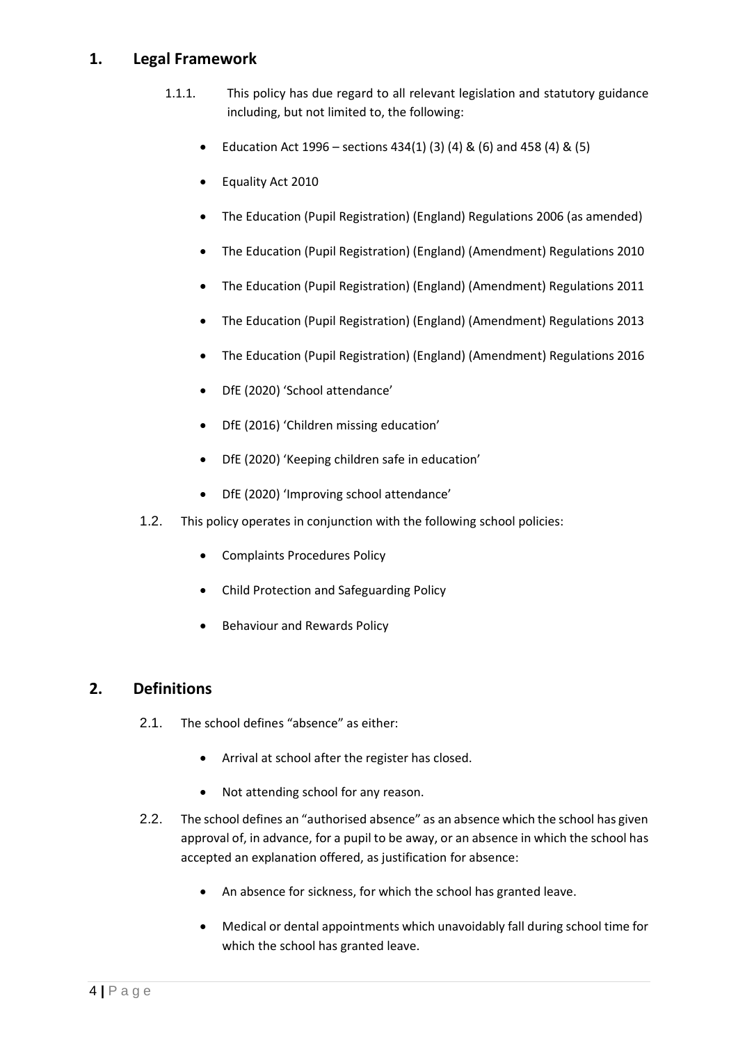## 1. Legal Framework

1.1.1. This policy has due regard to all relevant legislation and statutory guidance including, but not limited to, the following:

- Education Act 1996 – sections 434(1) (3) (4) & (6) and 458 (4) & (5)
- Equality Act 2010
- The Education (Pupil Registration) (England) Regulations 2006 (as amended)
- The Education (Pupil Registration) (England) (Amendment) Regulations 2010
- The Education (Pupil Registration) (England) (Amendment) Regulations 2011
- The Education (Pupil Registration) (England) (Amendment) Regulations 2013
- The Education (Pupil Registration) (England) (Amendment) Regulations 2016
- DfE (2020) 'School attendance'
- DfE (2016) 'Children missing education'
- DfE (2020) 'Keeping children safe in education'
- DfE (2020) 'Improving school attendance'

1.2. This policy operates in conjunction with the following school policies:

- Complaints Procedures Policy
- Child Protection and Safeguarding Policy
- Behaviour and Rewards Policy

## 2. Definitions

2.1. The school defines "absence" as either:

- Arrival at school after the register has closed.
- Not attending school for any reason.

2.2. The school defines an "authorised absence" as an absence which the school has given approval of, in advance, for a pupil to be away, or an absence in which the school has accepted an explanation offered, as justification for absence:

- An absence for sickness, for which the school has granted leave.
- Medical or dental appointments which unavoidably fall during school time for which the school has granted leave.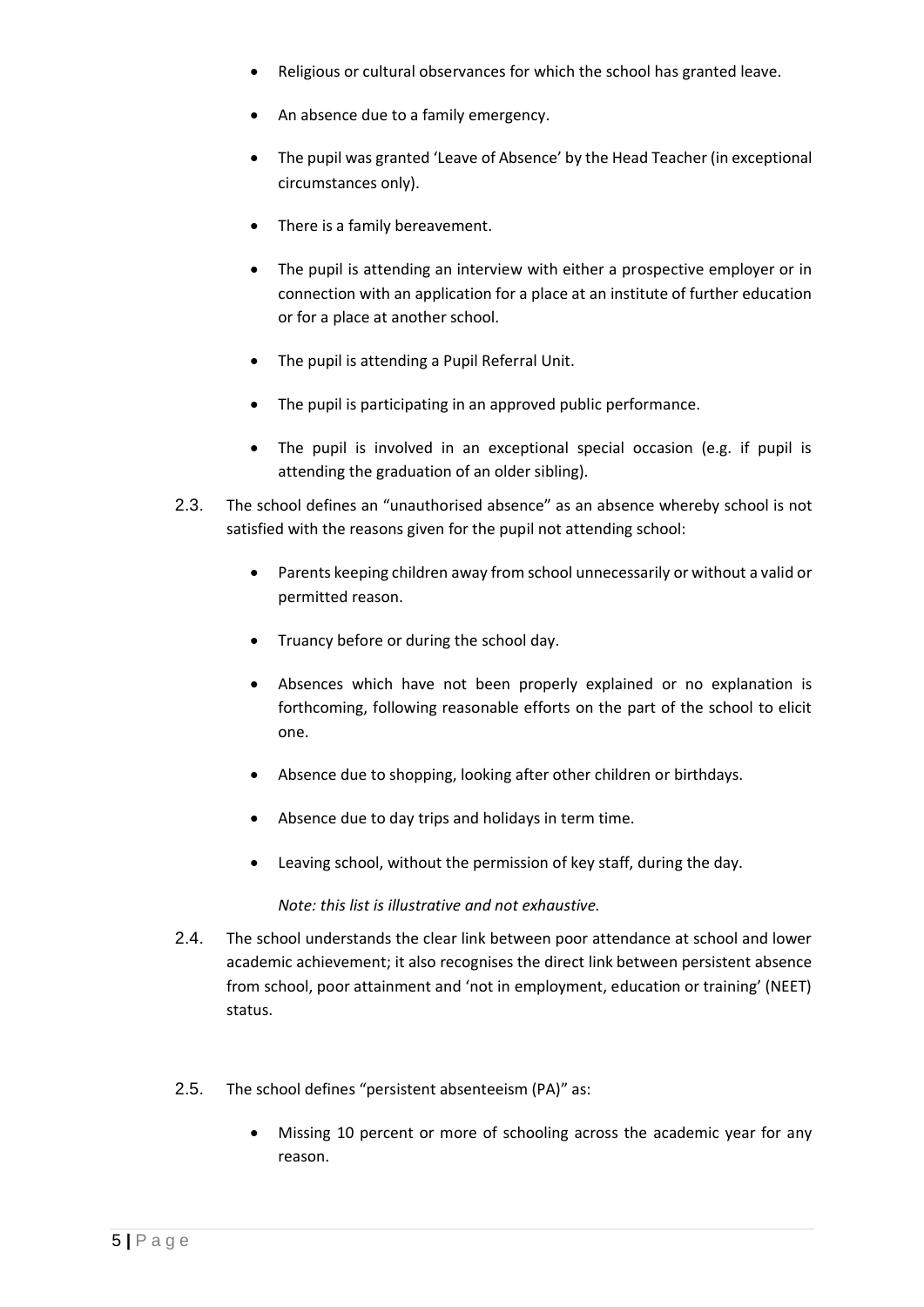- Religious or cultural observances for which the school has granted leave.
- An absence due to a family emergency.
- The pupil was granted 'Leave of Absence' by the Head Teacher (in exceptional circumstances only).
- There is a family bereavement.
- The pupil is attending an interview with either a prospective employer or in connection with an application for a place at an institute of further education or for a place at another school.
- The pupil is attending a Pupil Referral Unit.
- The pupil is participating in an approved public performance.
- The pupil is involved in an exceptional special occasion (e.g. if pupil is attending the graduation of an older sibling).

2.3. The school defines an "unauthorised absence" as an absence whereby school is not satisfied with the reasons given for the pupil not attending school:

- Parents keeping children away from school unnecessarily or without a valid or permitted reason.
- Truancy before or during the school day.
- Absences which have not been properly explained or no explanation is forthcoming, following reasonable efforts on the part of the school to elicit one.
- Absence due to shopping, looking after other children or birthdays.
- Absence due to day trips and holidays in term time.
- Leaving school, without the permission of key staff, during the day.

*Note: this list is illustrative and not exhaustive.*

2.4. The school understands the clear link between poor attendance at school and lower academic achievement; it also recognises the direct link between persistent absence from school, poor attainment and 'not in employment, education or training' (NEET) status.

2.5. The school defines "persistent absenteeism (PA)" as:

- Missing 10 percent or more of schooling across the academic year for any reason.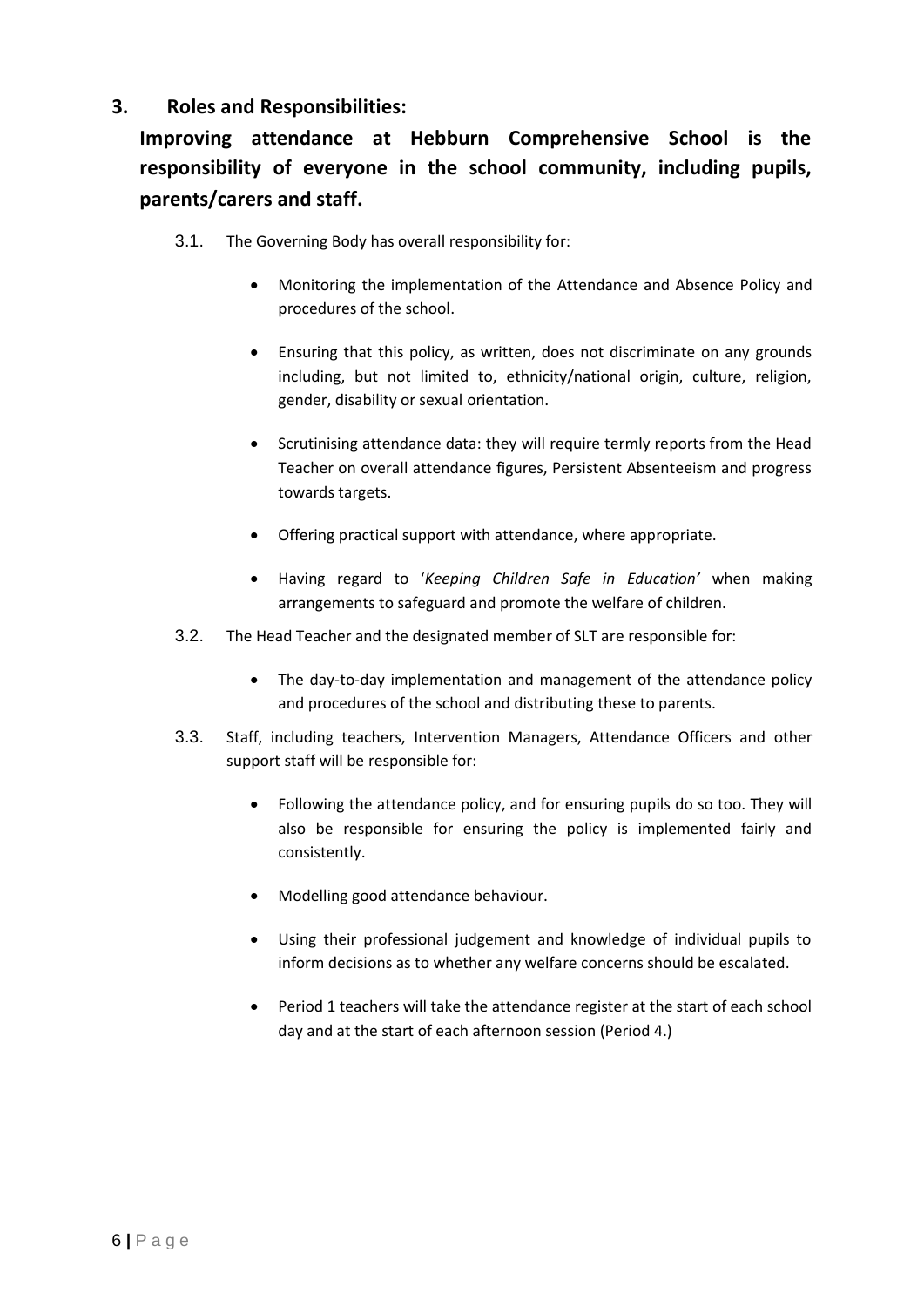## 3. Roles and Responsibilities:

**Improving attendance at Hebburn Comprehensive School is the responsibility of everyone in the school community, including pupils, parents/carers and staff.**

3.1. The Governing Body has overall responsibility for:

- Monitoring the implementation of the Attendance and Absence Policy and procedures of the school.
- Ensuring that this policy, as written, does not discriminate on any grounds including, but not limited to, ethnicity/national origin, culture, religion, gender, disability or sexual orientation.
- Scrutinising attendance data: they will require termly reports from the Head Teacher on overall attendance figures, Persistent Absenteeism and progress towards targets.
- Offering practical support with attendance, where appropriate.
- Having regard to '*Keeping Children Safe in Education'* when making arrangements to safeguard and promote the welfare of children.

3.2. The Head Teacher and the designated member of SLT are responsible for:

- The day-to-day implementation and management of the attendance policy and procedures of the school and distributing these to parents.

3.3. Staff, including teachers, Intervention Managers, Attendance Officers and other support staff will be responsible for:

- Following the attendance policy, and for ensuring pupils do so too. They will also be responsible for ensuring the policy is implemented fairly and consistently.
- Modelling good attendance behaviour.
- Using their professional judgement and knowledge of individual pupils to inform decisions as to whether any welfare concerns should be escalated.
- Period 1 teachers will take the attendance register at the start of each school day and at the start of each afternoon session (Period 4.)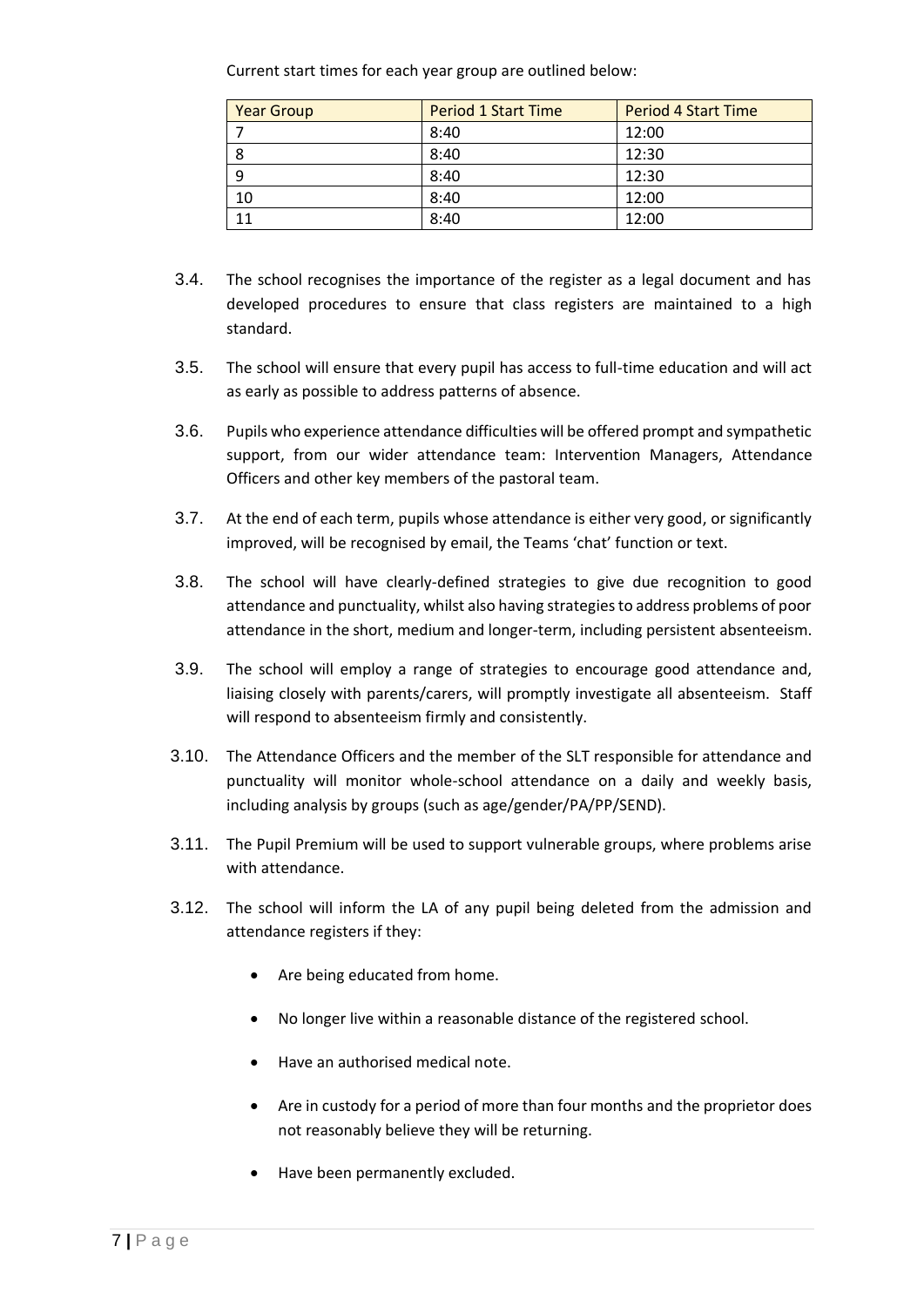Current start times for each year group are outlined below:

| Year Group | Period 1 Start Time | Period 4 Start Time |
| --- | --- | --- |
| 7 | 8:40 | 12:00 |
| 8 | 8:40 | 12:30 |
| 9 | 8:40 | 12:30 |
| 10 | 8:40 | 12:00 |
| 11 | 8:40 | 12:00 |

3.4. The school recognises the importance of the register as a legal document and has developed procedures to ensure that class registers are maintained to a high standard.

3.5. The school will ensure that every pupil has access to full-time education and will act as early as possible to address patterns of absence.

3.6. Pupils who experience attendance difficulties will be offered prompt and sympathetic support, from our wider attendance team: Intervention Managers, Attendance Officers and other key members of the pastoral team.

3.7. At the end of each term, pupils whose attendance is either very good, or significantly improved, will be recognised by email, the Teams 'chat' function or text.

3.8. The school will have clearly-defined strategies to give due recognition to good attendance and punctuality, whilst also having strategies to address problems of poor attendance in the short, medium and longer-term, including persistent absenteeism.

3.9. The school will employ a range of strategies to encourage good attendance and, liaising closely with parents/carers, will promptly investigate all absenteeism. Staff will respond to absenteeism firmly and consistently.

3.10. The Attendance Officers and the member of the SLT responsible for attendance and punctuality will monitor whole-school attendance on a daily and weekly basis, including analysis by groups (such as age/gender/PA/PP/SEND).

3.11. The Pupil Premium will be used to support vulnerable groups, where problems arise with attendance.

3.12. The school will inform the LA of any pupil being deleted from the admission and attendance registers if they:

- Are being educated from home.
- No longer live within a reasonable distance of the registered school.
- Have an authorised medical note.
- Are in custody for a period of more than four months and the proprietor does not reasonably believe they will be returning.
- Have been permanently excluded.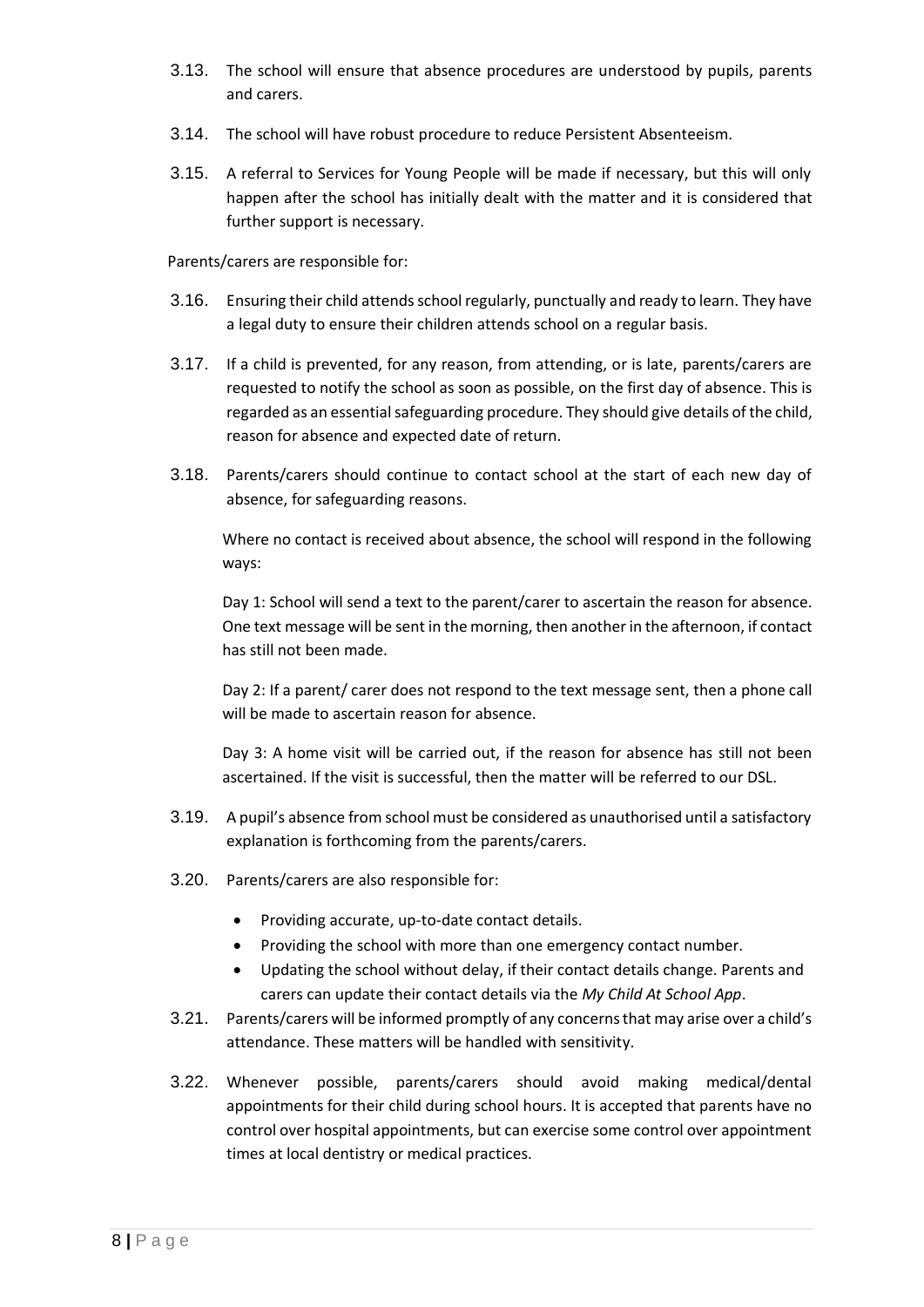3.13. The school will ensure that absence procedures are understood by pupils, parents and carers.

3.14. The school will have robust procedure to reduce Persistent Absenteeism.

3.15. A referral to Services for Young People will be made if necessary, but this will only happen after the school has initially dealt with the matter and it is considered that further support is necessary.

Parents/carers are responsible for:

3.16. Ensuring their child attends school regularly, punctually and ready to learn. They have a legal duty to ensure their children attends school on a regular basis.

3.17. If a child is prevented, for any reason, from attending, or is late, parents/carers are requested to notify the school as soon as possible, on the first day of absence. This is regarded as an essential safeguarding procedure. They should give details of the child, reason for absence and expected date of return.

3.18. Parents/carers should continue to contact school at the start of each new day of absence, for safeguarding reasons.

Where no contact is received about absence, the school will respond in the following ways:

Day 1: School will send a text to the parent/carer to ascertain the reason for absence. One text message will be sent in the morning, then another in the afternoon, if contact has still not been made.

Day 2: If a parent/ carer does not respond to the text message sent, then a phone call will be made to ascertain reason for absence.

Day 3: A home visit will be carried out, if the reason for absence has still not been ascertained. If the visit is successful, then the matter will be referred to our DSL.

3.19. A pupil's absence from school must be considered as unauthorised until a satisfactory explanation is forthcoming from the parents/carers.

3.20. Parents/carers are also responsible for:

- Providing accurate, up-to-date contact details.
- Providing the school with more than one emergency contact number.
- Updating the school without delay, if their contact details change. Parents and carers can update their contact details via the *My Child At School App*.

3.21. Parents/carers will be informed promptly of any concerns that may arise over a child's attendance. These matters will be handled with sensitivity.

3.22. Whenever possible, parents/carers should avoid making medical/dental appointments for their child during school hours. It is accepted that parents have no control over hospital appointments, but can exercise some control over appointment times at local dentistry or medical practices.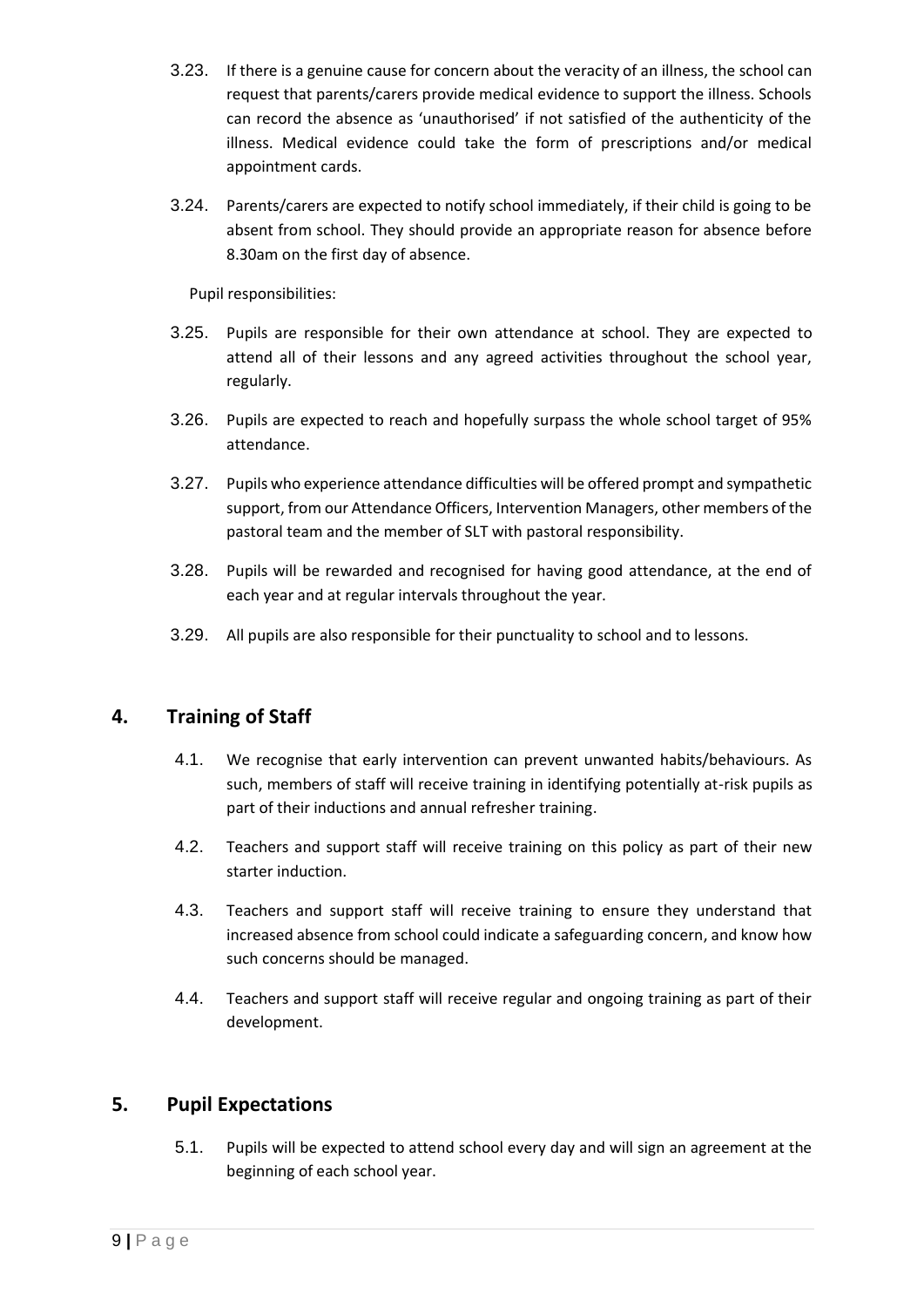3.23. If there is a genuine cause for concern about the veracity of an illness, the school can request that parents/carers provide medical evidence to support the illness. Schools can record the absence as 'unauthorised' if not satisfied of the authenticity of the illness. Medical evidence could take the form of prescriptions and/or medical appointment cards.

3.24. Parents/carers are expected to notify school immediately, if their child is going to be absent from school. They should provide an appropriate reason for absence before 8.30am on the first day of absence.

Pupil responsibilities:

3.25. Pupils are responsible for their own attendance at school. They are expected to attend all of their lessons and any agreed activities throughout the school year, regularly.

3.26. Pupils are expected to reach and hopefully surpass the whole school target of 95% attendance.

3.27. Pupils who experience attendance difficulties will be offered prompt and sympathetic support, from our Attendance Officers, Intervention Managers, other members of the pastoral team and the member of SLT with pastoral responsibility.

3.28. Pupils will be rewarded and recognised for having good attendance, at the end of each year and at regular intervals throughout the year.

3.29. All pupils are also responsible for their punctuality to school and to lessons.

## 4. Training of Staff

4.1. We recognise that early intervention can prevent unwanted habits/behaviours. As such, members of staff will receive training in identifying potentially at-risk pupils as part of their inductions and annual refresher training.

4.2. Teachers and support staff will receive training on this policy as part of their new starter induction.

4.3. Teachers and support staff will receive training to ensure they understand that increased absence from school could indicate a safeguarding concern, and know how such concerns should be managed.

4.4. Teachers and support staff will receive regular and ongoing training as part of their development.

## 5. Pupil Expectations

5.1. Pupils will be expected to attend school every day and will sign an agreement at the beginning of each school year.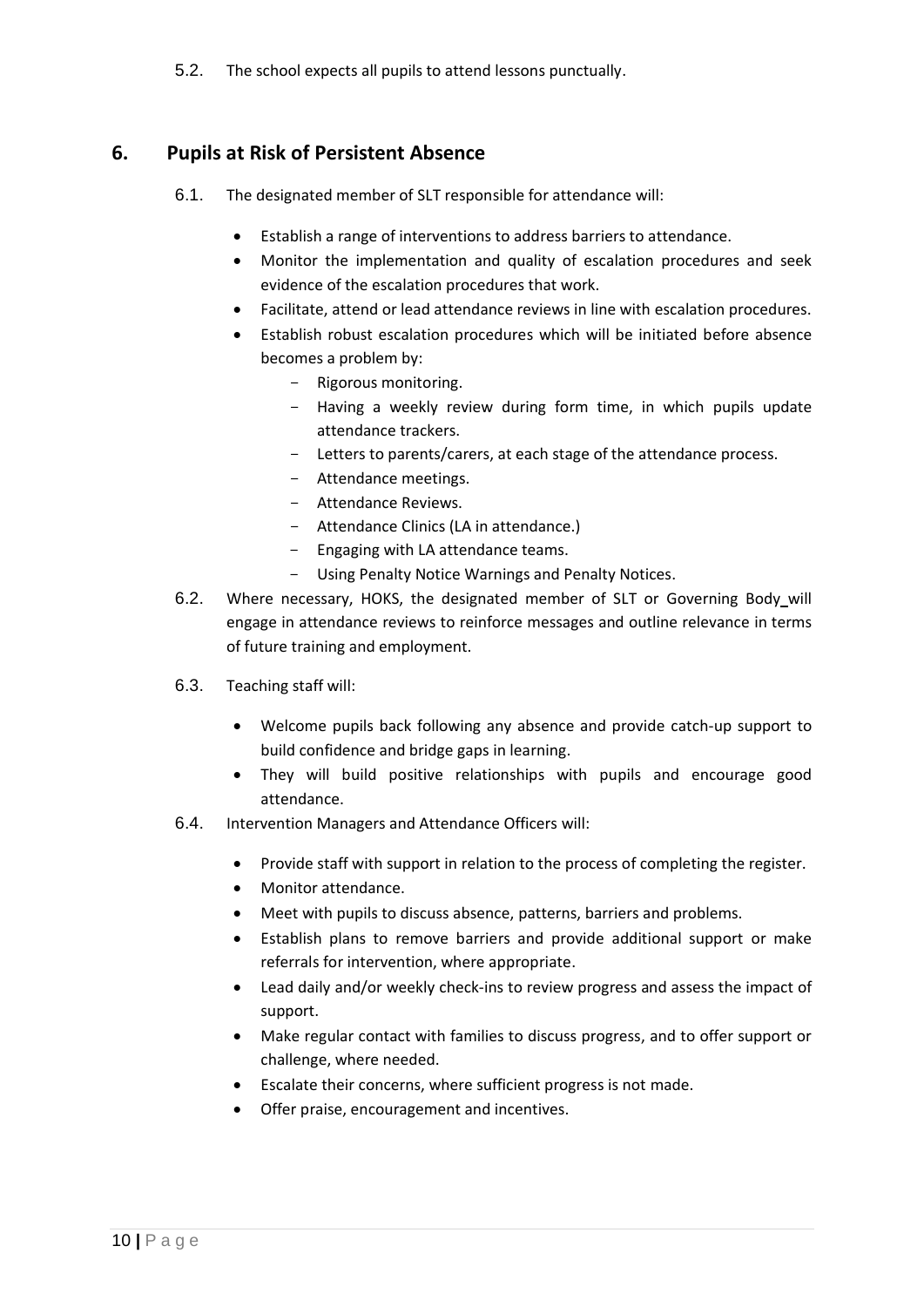5.2. The school expects all pupils to attend lessons punctually.

## 6. Pupils at Risk of Persistent Absence

6.1. The designated member of SLT responsible for attendance will:

- Establish a range of interventions to address barriers to attendance.
- Monitor the implementation and quality of escalation procedures and seek evidence of the escalation procedures that work.
- Facilitate, attend or lead attendance reviews in line with escalation procedures.
- Establish robust escalation procedures which will be initiated before absence becomes a problem by:
    - Rigorous monitoring.
    - Having a weekly review during form time, in which pupils update attendance trackers.
    - Letters to parents/carers, at each stage of the attendance process.
    - Attendance meetings.
    - Attendance Reviews.
    - Attendance Clinics (LA in attendance.)
    - Engaging with LA attendance teams.
    - Using Penalty Notice Warnings and Penalty Notices.

6.2. Where necessary, HOKS, the designated member of SLT or Governing Body will engage in attendance reviews to reinforce messages and outline relevance in terms of future training and employment.

6.3. Teaching staff will:

- Welcome pupils back following any absence and provide catch-up support to build confidence and bridge gaps in learning.
- They will build positive relationships with pupils and encourage good attendance.

6.4. Intervention Managers and Attendance Officers will:

- Provide staff with support in relation to the process of completing the register.
- Monitor attendance.
- Meet with pupils to discuss absence, patterns, barriers and problems.
- Establish plans to remove barriers and provide additional support or make referrals for intervention, where appropriate.
- Lead daily and/or weekly check-ins to review progress and assess the impact of support.
- Make regular contact with families to discuss progress, and to offer support or challenge, where needed.
- Escalate their concerns, where sufficient progress is not made.
- Offer praise, encouragement and incentives.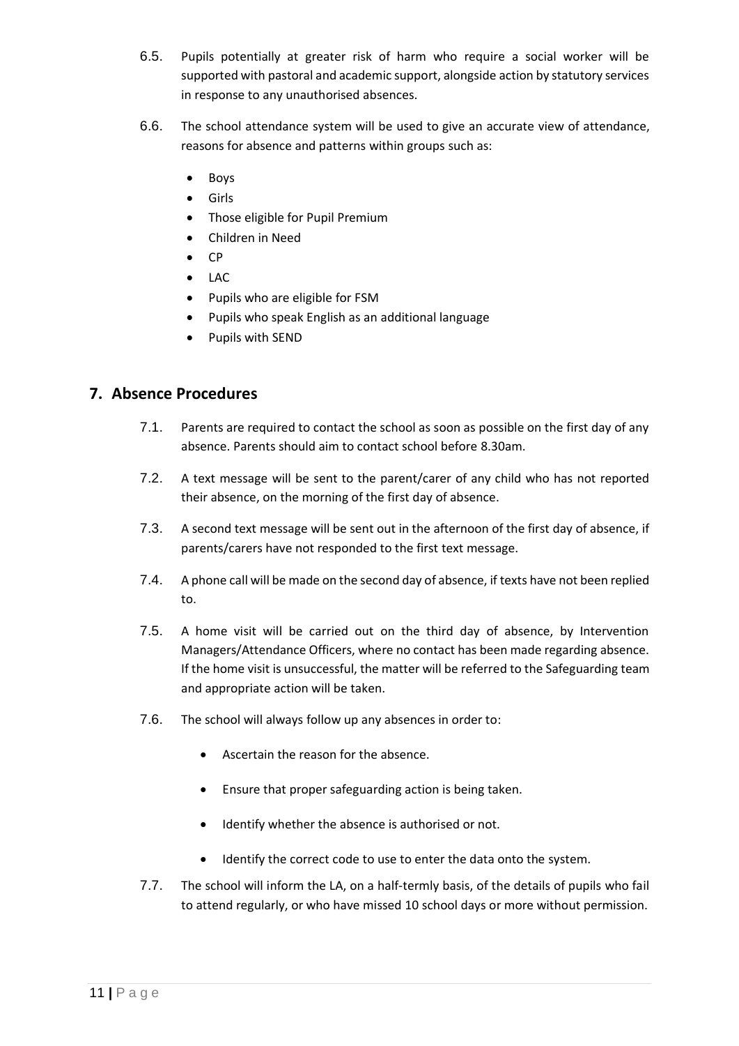6.5. Pupils potentially at greater risk of harm who require a social worker will be supported with pastoral and academic support, alongside action by statutory services in response to any unauthorised absences.

6.6. The school attendance system will be used to give an accurate view of attendance, reasons for absence and patterns within groups such as:

- Boys
- Girls
- Those eligible for Pupil Premium
- Children in Need
- CP
- LAC
- Pupils who are eligible for FSM
- Pupils who speak English as an additional language
- Pupils with SEND

## 7. Absence Procedures

7.1. Parents are required to contact the school as soon as possible on the first day of any absence. Parents should aim to contact school before 8.30am.

7.2. A text message will be sent to the parent/carer of any child who has not reported their absence, on the morning of the first day of absence.

7.3. A second text message will be sent out in the afternoon of the first day of absence, if parents/carers have not responded to the first text message.

7.4. A phone call will be made on the second day of absence, if texts have not been replied to.

7.5. A home visit will be carried out on the third day of absence, by Intervention Managers/Attendance Officers, where no contact has been made regarding absence. If the home visit is unsuccessful, the matter will be referred to the Safeguarding team and appropriate action will be taken.

7.6. The school will always follow up any absences in order to:

- Ascertain the reason for the absence.
- Ensure that proper safeguarding action is being taken.
- Identify whether the absence is authorised or not.
- Identify the correct code to use to enter the data onto the system.

7.7. The school will inform the LA, on a half-termly basis, of the details of pupils who fail to attend regularly, or who have missed 10 school days or more without permission.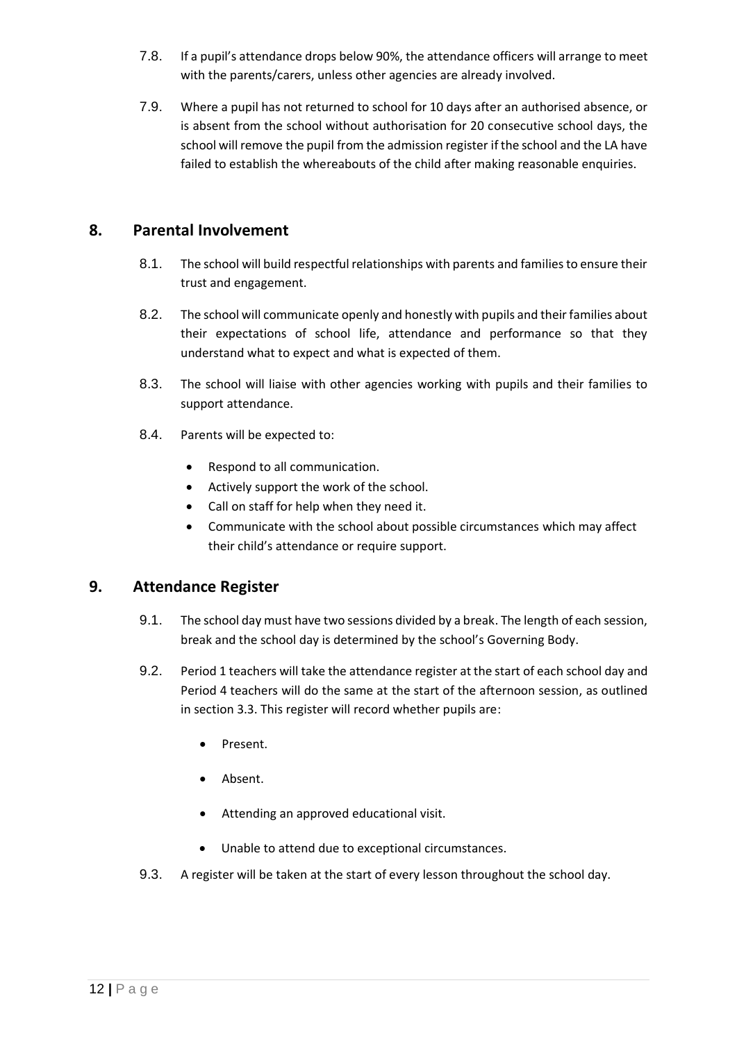7.8. If a pupil's attendance drops below 90%, the attendance officers will arrange to meet with the parents/carers, unless other agencies are already involved.

7.9. Where a pupil has not returned to school for 10 days after an authorised absence, or is absent from the school without authorisation for 20 consecutive school days, the school will remove the pupil from the admission register if the school and the LA have failed to establish the whereabouts of the child after making reasonable enquiries.

## 8. Parental Involvement

8.1. The school will build respectful relationships with parents and families to ensure their trust and engagement.

8.2. The school will communicate openly and honestly with pupils and their families about their expectations of school life, attendance and performance so that they understand what to expect and what is expected of them.

8.3. The school will liaise with other agencies working with pupils and their families to support attendance.

8.4. Parents will be expected to:

- Respond to all communication.
- Actively support the work of the school.
- Call on staff for help when they need it.
- Communicate with the school about possible circumstances which may affect their child's attendance or require support.

## 9. Attendance Register

9.1. The school day must have two sessions divided by a break. The length of each session, break and the school day is determined by the school's Governing Body.

9.2. Period 1 teachers will take the attendance register at the start of each school day and Period 4 teachers will do the same at the start of the afternoon session, as outlined in section 3.3. This register will record whether pupils are:

- Present.
- Absent.
- Attending an approved educational visit.
- Unable to attend due to exceptional circumstances.

9.3. A register will be taken at the start of every lesson throughout the school day.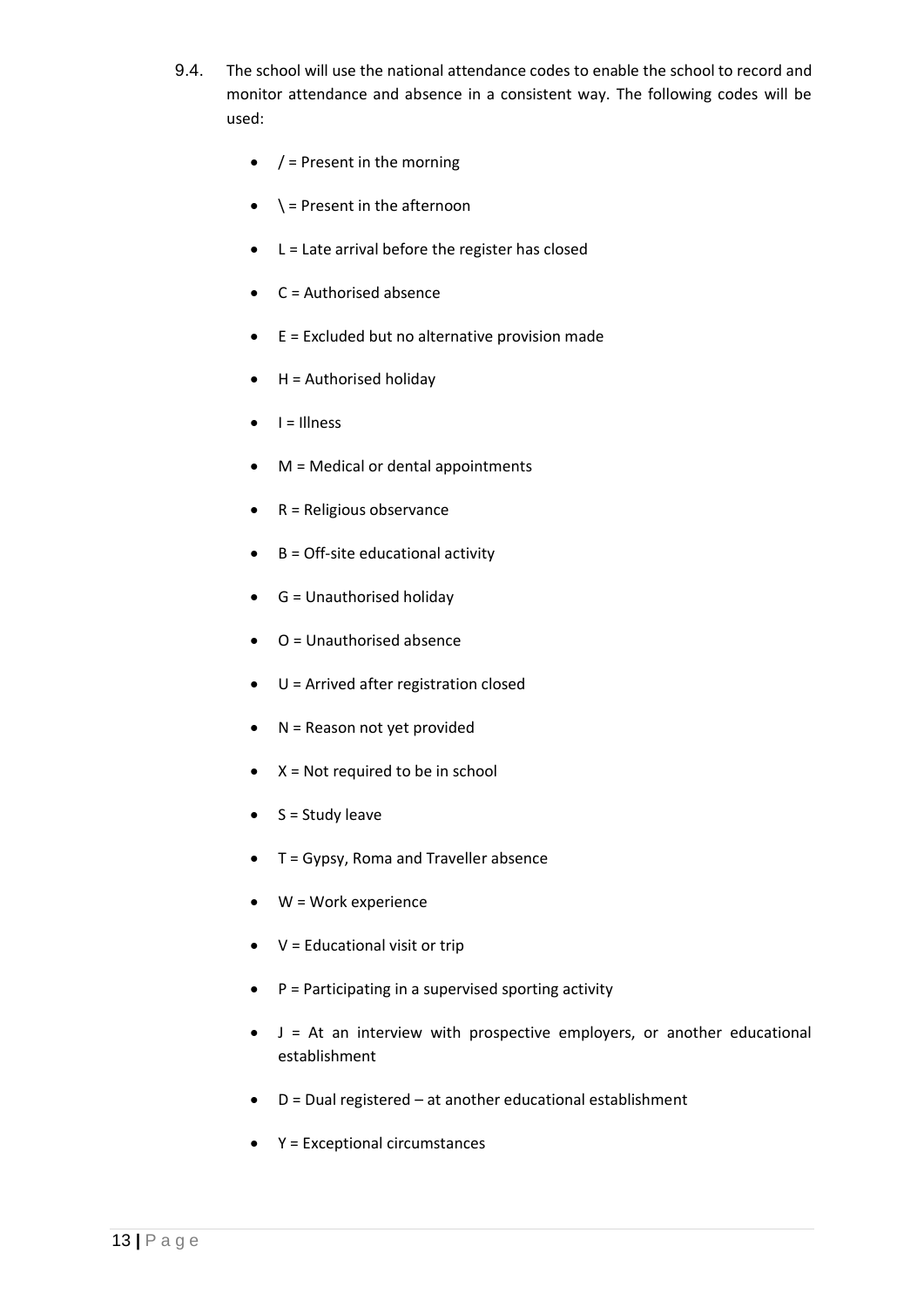9.4. The school will use the national attendance codes to enable the school to record and monitor attendance and absence in a consistent way. The following codes will be used:

- / = Present in the morning
- \ = Present in the afternoon
- L = Late arrival before the register has closed
- C = Authorised absence
- E = Excluded but no alternative provision made
- H = Authorised holiday
- I = Illness
- M = Medical or dental appointments
- R = Religious observance
- B = Off-site educational activity
- G = Unauthorised holiday
- O = Unauthorised absence
- U = Arrived after registration closed
- N = Reason not yet provided
- X = Not required to be in school
- S = Study leave
- T = Gypsy, Roma and Traveller absence
- W = Work experience
- V = Educational visit or trip
- P = Participating in a supervised sporting activity
- J = At an interview with prospective employers, or another educational establishment
- D = Dual registered – at another educational establishment
- Y = Exceptional circumstances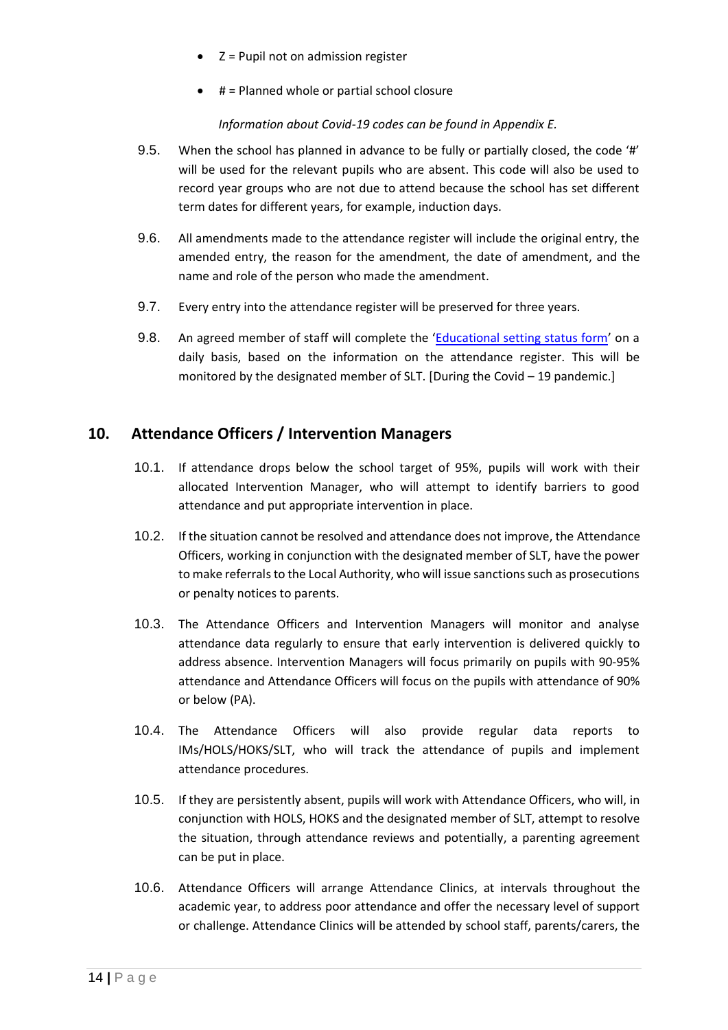- Z = Pupil not on admission register
- # = Planned whole or partial school closure

*Information about Covid-19 codes can be found in Appendix E.*

9.5. When the school has planned in advance to be fully or partially closed, the code '#' will be used for the relevant pupils who are absent. This code will also be used to record year groups who are not due to attend because the school has set different term dates for different years, for example, induction days.

9.6. All amendments made to the attendance register will include the original entry, the amended entry, the reason for the amendment, the date of amendment, and the name and role of the person who made the amendment.

9.7. Every entry into the attendance register will be preserved for three years.

9.8. An agreed member of staff will complete the 'Educational setting status form' on a daily basis, based on the information on the attendance register. This will be monitored by the designated member of SLT. [During the Covid – 19 pandemic.]

## 10. Attendance Officers / Intervention Managers

10.1. If attendance drops below the school target of 95%, pupils will work with their allocated Intervention Manager, who will attempt to identify barriers to good attendance and put appropriate intervention in place.

10.2. If the situation cannot be resolved and attendance does not improve, the Attendance Officers, working in conjunction with the designated member of SLT, have the power to make referrals to the Local Authority, who will issue sanctions such as prosecutions or penalty notices to parents.

10.3. The Attendance Officers and Intervention Managers will monitor and analyse attendance data regularly to ensure that early intervention is delivered quickly to address absence. Intervention Managers will focus primarily on pupils with 90-95% attendance and Attendance Officers will focus on the pupils with attendance of 90% or below (PA).

10.4. The Attendance Officers will also provide regular data reports to IMs/HOLS/HOKS/SLT, who will track the attendance of pupils and implement attendance procedures.

10.5. If they are persistently absent, pupils will work with Attendance Officers, who will, in conjunction with HOLS, HOKS and the designated member of SLT, attempt to resolve the situation, through attendance reviews and potentially, a parenting agreement can be put in place.

10.6. Attendance Officers will arrange Attendance Clinics, at intervals throughout the academic year, to address poor attendance and offer the necessary level of support or challenge. Attendance Clinics will be attended by school staff, parents/carers, the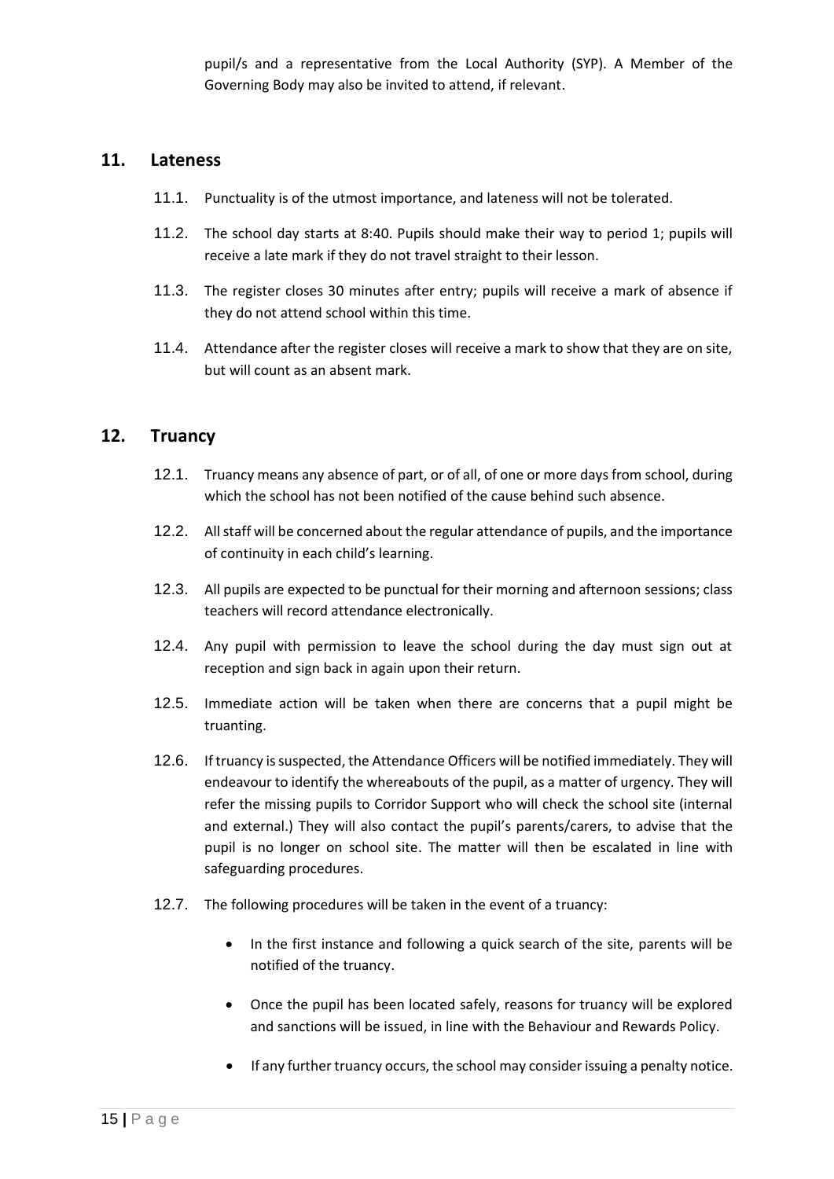pupil/s and a representative from the Local Authority (SYP). A Member of the Governing Body may also be invited to attend, if relevant.

## 11. Lateness

11.1. Punctuality is of the utmost importance, and lateness will not be tolerated.

11.2. The school day starts at 8:40. Pupils should make their way to period 1; pupils will receive a late mark if they do not travel straight to their lesson.

11.3. The register closes 30 minutes after entry; pupils will receive a mark of absence if they do not attend school within this time.

11.4. Attendance after the register closes will receive a mark to show that they are on site, but will count as an absent mark.

## 12. Truancy

12.1. Truancy means any absence of part, or of all, of one or more days from school, during which the school has not been notified of the cause behind such absence.

12.2. All staff will be concerned about the regular attendance of pupils, and the importance of continuity in each child's learning.

12.3. All pupils are expected to be punctual for their morning and afternoon sessions; class teachers will record attendance electronically.

12.4. Any pupil with permission to leave the school during the day must sign out at reception and sign back in again upon their return.

12.5. Immediate action will be taken when there are concerns that a pupil might be truanting.

12.6. If truancy is suspected, the Attendance Officers will be notified immediately. They will endeavour to identify the whereabouts of the pupil, as a matter of urgency. They will refer the missing pupils to Corridor Support who will check the school site (internal and external.) They will also contact the pupil's parents/carers, to advise that the pupil is no longer on school site. The matter will then be escalated in line with safeguarding procedures.

12.7. The following procedures will be taken in the event of a truancy:

- In the first instance and following a quick search of the site, parents will be notified of the truancy.
- Once the pupil has been located safely, reasons for truancy will be explored and sanctions will be issued, in line with the Behaviour and Rewards Policy.
- If any further truancy occurs, the school may consider issuing a penalty notice.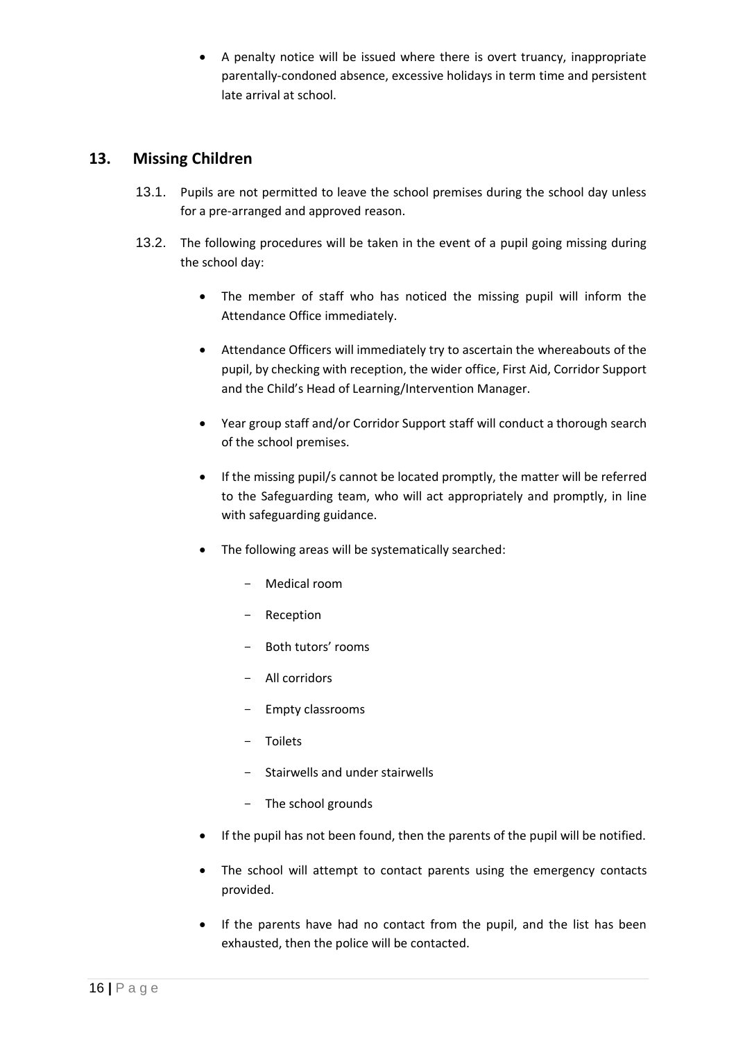- A penalty notice will be issued where there is overt truancy, inappropriate parentally-condoned absence, excessive holidays in term time and persistent late arrival at school.

## 13. Missing Children

13.1. Pupils are not permitted to leave the school premises during the school day unless for a pre-arranged and approved reason.

13.2. The following procedures will be taken in the event of a pupil going missing during the school day:

- The member of staff who has noticed the missing pupil will inform the Attendance Office immediately.
- Attendance Officers will immediately try to ascertain the whereabouts of the pupil, by checking with reception, the wider office, First Aid, Corridor Support and the Child's Head of Learning/Intervention Manager.
- Year group staff and/or Corridor Support staff will conduct a thorough search of the school premises.
- If the missing pupil/s cannot be located promptly, the matter will be referred to the Safeguarding team, who will act appropriately and promptly, in line with safeguarding guidance.
- The following areas will be systematically searched:
  - Medical room
  - Reception
  - Both tutors' rooms
  - All corridors
  - Empty classrooms
  - Toilets
  - Stairwells and under stairwells
  - The school grounds
- If the pupil has not been found, then the parents of the pupil will be notified.
- The school will attempt to contact parents using the emergency contacts provided.
- If the parents have had no contact from the pupil, and the list has been exhausted, then the police will be contacted.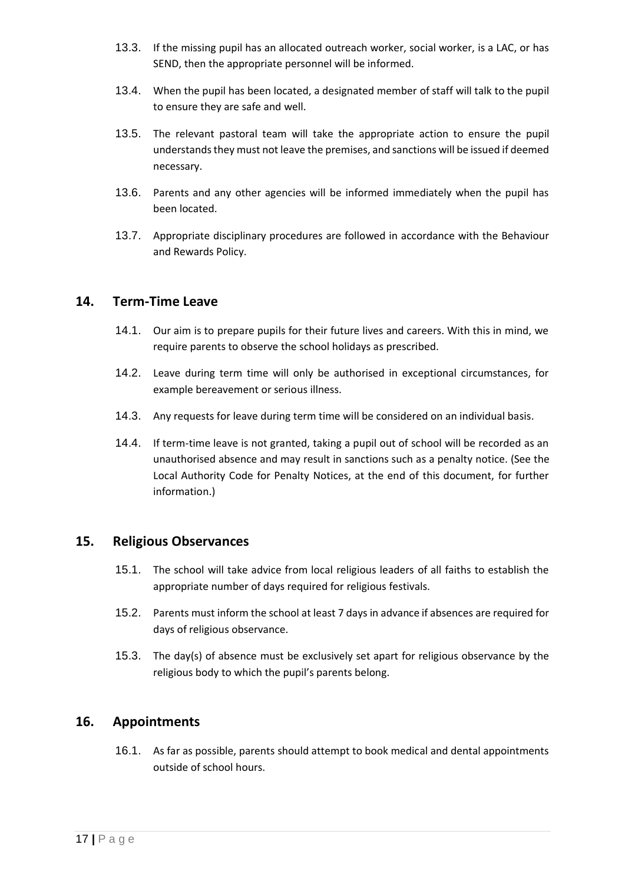13.3. If the missing pupil has an allocated outreach worker, social worker, is a LAC, or has SEND, then the appropriate personnel will be informed.

13.4. When the pupil has been located, a designated member of staff will talk to the pupil to ensure they are safe and well.

13.5. The relevant pastoral team will take the appropriate action to ensure the pupil understands they must not leave the premises, and sanctions will be issued if deemed necessary.

13.6. Parents and any other agencies will be informed immediately when the pupil has been located.

13.7. Appropriate disciplinary procedures are followed in accordance with the Behaviour and Rewards Policy.

## 14. Term-Time Leave

14.1. Our aim is to prepare pupils for their future lives and careers. With this in mind, we require parents to observe the school holidays as prescribed.

14.2. Leave during term time will only be authorised in exceptional circumstances, for example bereavement or serious illness.

14.3. Any requests for leave during term time will be considered on an individual basis.

14.4. If term-time leave is not granted, taking a pupil out of school will be recorded as an unauthorised absence and may result in sanctions such as a penalty notice. (See the Local Authority Code for Penalty Notices, at the end of this document, for further information.)

## 15. Religious Observances

15.1. The school will take advice from local religious leaders of all faiths to establish the appropriate number of days required for religious festivals.

15.2. Parents must inform the school at least 7 days in advance if absences are required for days of religious observance.

15.3. The day(s) of absence must be exclusively set apart for religious observance by the religious body to which the pupil's parents belong.

## 16. Appointments

16.1. As far as possible, parents should attempt to book medical and dental appointments outside of school hours.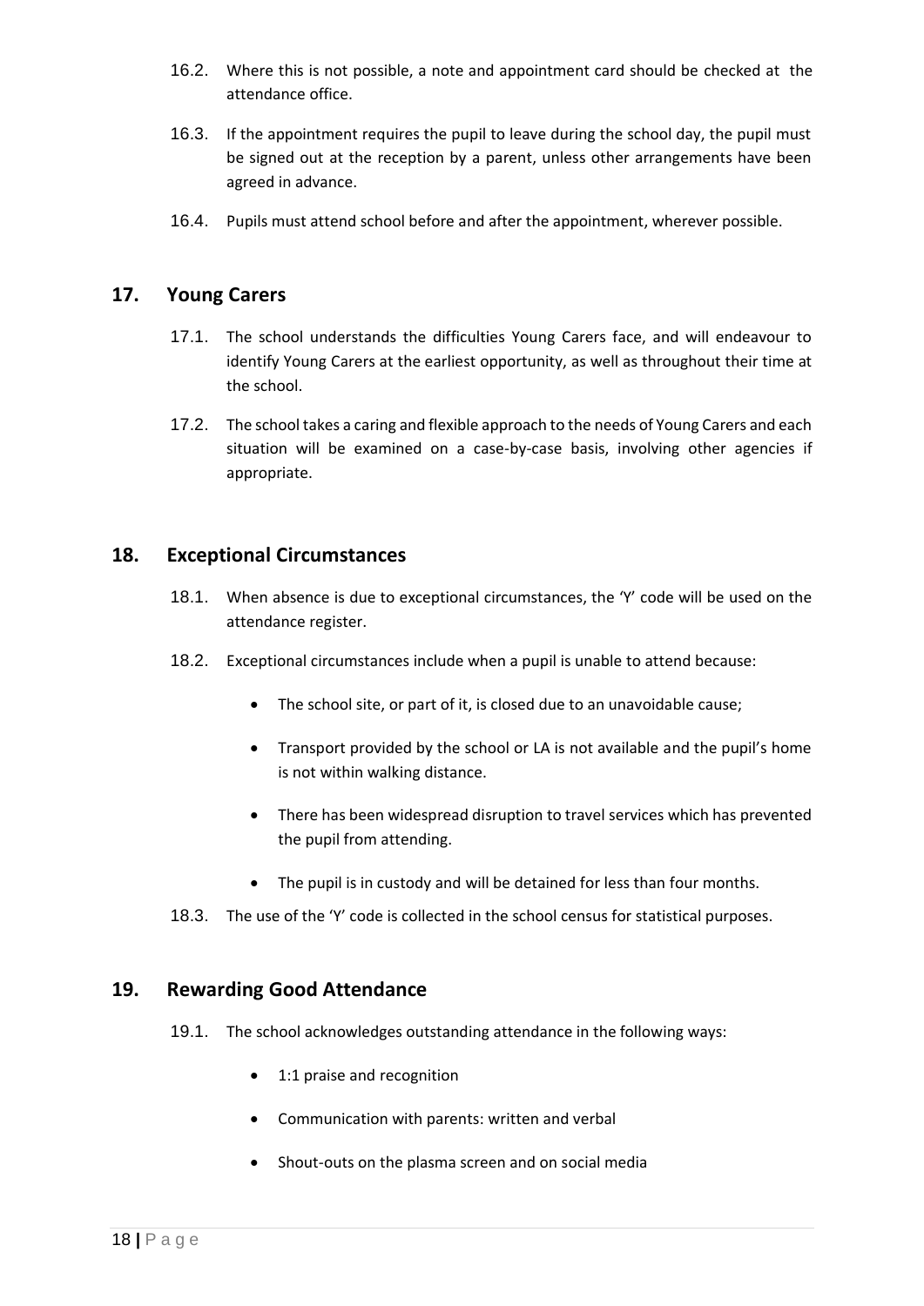16.2. Where this is not possible, a note and appointment card should be checked at the attendance office.

16.3. If the appointment requires the pupil to leave during the school day, the pupil must be signed out at the reception by a parent, unless other arrangements have been agreed in advance.

16.4. Pupils must attend school before and after the appointment, wherever possible.

## 17. Young Carers

17.1. The school understands the difficulties Young Carers face, and will endeavour to identify Young Carers at the earliest opportunity, as well as throughout their time at the school.

17.2. The school takes a caring and flexible approach to the needs of Young Carers and each situation will be examined on a case-by-case basis, involving other agencies if appropriate.

## 18. Exceptional Circumstances

18.1. When absence is due to exceptional circumstances, the 'Y' code will be used on the attendance register.

18.2. Exceptional circumstances include when a pupil is unable to attend because:

- The school site, or part of it, is closed due to an unavoidable cause;
- Transport provided by the school or LA is not available and the pupil's home is not within walking distance.
- There has been widespread disruption to travel services which has prevented the pupil from attending.
- The pupil is in custody and will be detained for less than four months.

18.3. The use of the 'Y' code is collected in the school census for statistical purposes.

## 19. Rewarding Good Attendance

19.1. The school acknowledges outstanding attendance in the following ways:

- 1:1 praise and recognition
- Communication with parents: written and verbal
- Shout-outs on the plasma screen and on social media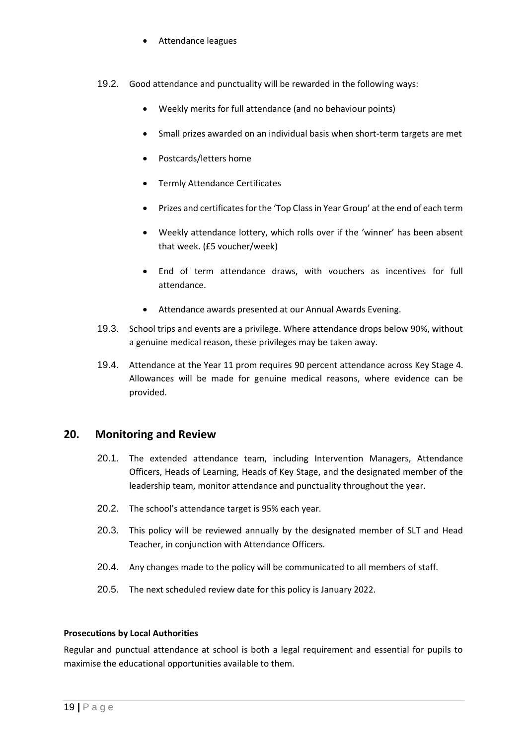- Attendance leagues

19.2. Good attendance and punctuality will be rewarded in the following ways:

- Weekly merits for full attendance (and no behaviour points)
- Small prizes awarded on an individual basis when short-term targets are met
- Postcards/letters home
- Termly Attendance Certificates
- Prizes and certificates for the 'Top Class in Year Group' at the end of each term
- Weekly attendance lottery, which rolls over if the 'winner' has been absent that week. (£5 voucher/week)
- End of term attendance draws, with vouchers as incentives for full attendance.
- Attendance awards presented at our Annual Awards Evening.

19.3. School trips and events are a privilege. Where attendance drops below 90%, without a genuine medical reason, these privileges may be taken away.

19.4. Attendance at the Year 11 prom requires 90 percent attendance across Key Stage 4. Allowances will be made for genuine medical reasons, where evidence can be provided.

## 20. Monitoring and Review

20.1. The extended attendance team, including Intervention Managers, Attendance Officers, Heads of Learning, Heads of Key Stage, and the designated member of the leadership team, monitor attendance and punctuality throughout the year.

20.2. The school's attendance target is 95% each year.

20.3. This policy will be reviewed annually by the designated member of SLT and Head Teacher, in conjunction with Attendance Officers.

20.4. Any changes made to the policy will be communicated to all members of staff.

20.5. The next scheduled review date for this policy is January 2022.

**Prosecutions by Local Authorities**

Regular and punctual attendance at school is both a legal requirement and essential for pupils to maximise the educational opportunities available to them.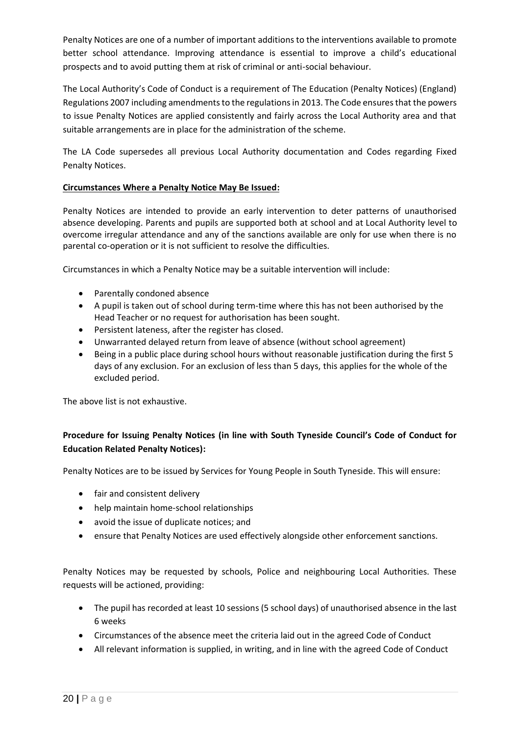Penalty Notices are one of a number of important additions to the interventions available to promote better school attendance. Improving attendance is essential to improve a child's educational prospects and to avoid putting them at risk of criminal or anti-social behaviour.

The Local Authority's Code of Conduct is a requirement of The Education (Penalty Notices) (England) Regulations 2007 including amendments to the regulations in 2013. The Code ensures that the powers to issue Penalty Notices are applied consistently and fairly across the Local Authority area and that suitable arrangements are in place for the administration of the scheme.

The LA Code supersedes all previous Local Authority documentation and Codes regarding Fixed Penalty Notices.

**Circumstances Where a Penalty Notice May Be Issued:**

Penalty Notices are intended to provide an early intervention to deter patterns of unauthorised absence developing. Parents and pupils are supported both at school and at Local Authority level to overcome irregular attendance and any of the sanctions available are only for use when there is no parental co-operation or it is not sufficient to resolve the difficulties.

Circumstances in which a Penalty Notice may be a suitable intervention will include:

- Parentally condoned absence
- A pupil is taken out of school during term-time where this has not been authorised by the Head Teacher or no request for authorisation has been sought.
- Persistent lateness, after the register has closed.
- Unwarranted delayed return from leave of absence (without school agreement)
- Being in a public place during school hours without reasonable justification during the first 5 days of any exclusion. For an exclusion of less than 5 days, this applies for the whole of the excluded period.

The above list is not exhaustive.

**Procedure for Issuing Penalty Notices (in line with South Tyneside Council's Code of Conduct for Education Related Penalty Notices):**

Penalty Notices are to be issued by Services for Young People in South Tyneside. This will ensure:

- fair and consistent delivery
- help maintain home-school relationships
- avoid the issue of duplicate notices; and
- ensure that Penalty Notices are used effectively alongside other enforcement sanctions.

Penalty Notices may be requested by schools, Police and neighbouring Local Authorities. These requests will be actioned, providing:

- The pupil has recorded at least 10 sessions (5 school days) of unauthorised absence in the last 6 weeks
- Circumstances of the absence meet the criteria laid out in the agreed Code of Conduct
- All relevant information is supplied, in writing, and in line with the agreed Code of Conduct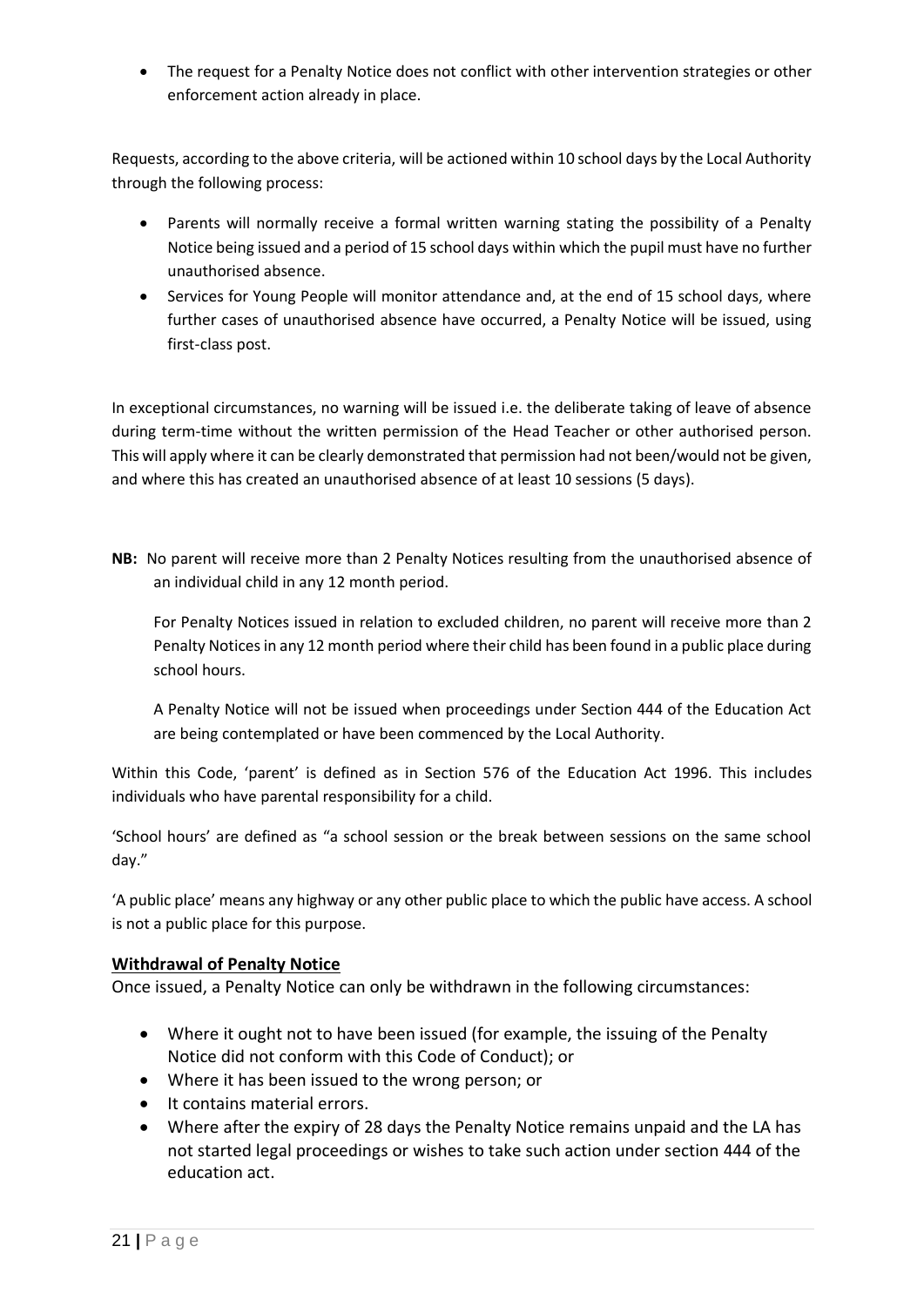- The request for a Penalty Notice does not conflict with other intervention strategies or other enforcement action already in place.

Requests, according to the above criteria, will be actioned within 10 school days by the Local Authority through the following process:

- Parents will normally receive a formal written warning stating the possibility of a Penalty Notice being issued and a period of 15 school days within which the pupil must have no further unauthorised absence.
- Services for Young People will monitor attendance and, at the end of 15 school days, where further cases of unauthorised absence have occurred, a Penalty Notice will be issued, using first-class post.

In exceptional circumstances, no warning will be issued i.e. the deliberate taking of leave of absence during term-time without the written permission of the Head Teacher or other authorised person. This will apply where it can be clearly demonstrated that permission had not been/would not be given, and where this has created an unauthorised absence of at least 10 sessions (5 days).

**NB:** No parent will receive more than 2 Penalty Notices resulting from the unauthorised absence of an individual child in any 12 month period.

For Penalty Notices issued in relation to excluded children, no parent will receive more than 2 Penalty Notices in any 12 month period where their child has been found in a public place during school hours.

A Penalty Notice will not be issued when proceedings under Section 444 of the Education Act are being contemplated or have been commenced by the Local Authority.

Within this Code, 'parent' is defined as in Section 576 of the Education Act 1996. This includes individuals who have parental responsibility for a child.

'School hours' are defined as "a school session or the break between sessions on the same school day."

'A public place' means any highway or any other public place to which the public have access. A school is not a public place for this purpose.

**Withdrawal of Penalty Notice**

Once issued, a Penalty Notice can only be withdrawn in the following circumstances:

- Where it ought not to have been issued (for example, the issuing of the Penalty Notice did not conform with this Code of Conduct); or
- Where it has been issued to the wrong person; or
- It contains material errors.
- Where after the expiry of 28 days the Penalty Notice remains unpaid and the LA has not started legal proceedings or wishes to take such action under section 444 of the education act.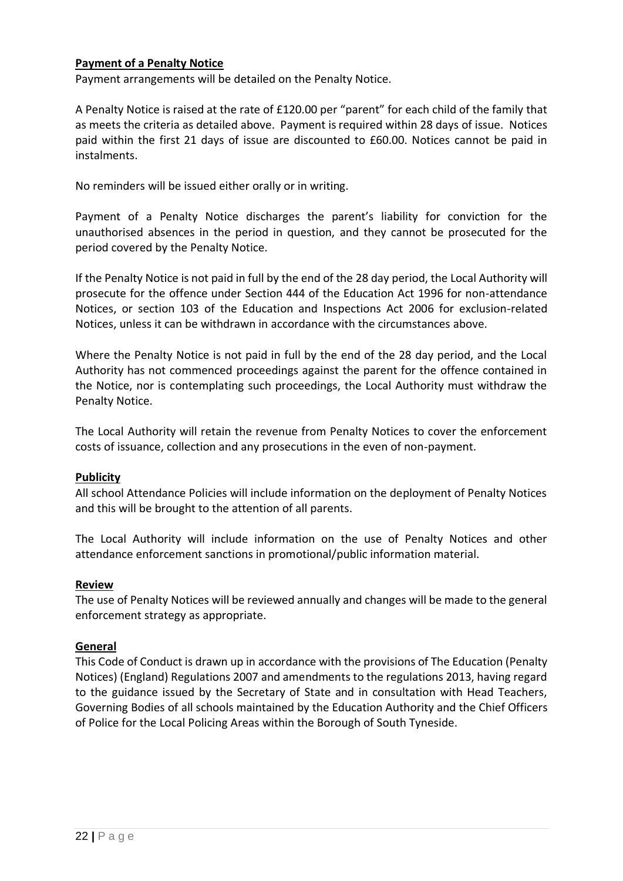**Payment of a Penalty Notice**

Payment arrangements will be detailed on the Penalty Notice.

A Penalty Notice is raised at the rate of £120.00 per "parent" for each child of the family that as meets the criteria as detailed above. Payment is required within 28 days of issue. Notices paid within the first 21 days of issue are discounted to £60.00. Notices cannot be paid in instalments.

No reminders will be issued either orally or in writing.

Payment of a Penalty Notice discharges the parent's liability for conviction for the unauthorised absences in the period in question, and they cannot be prosecuted for the period covered by the Penalty Notice.

If the Penalty Notice is not paid in full by the end of the 28 day period, the Local Authority will prosecute for the offence under Section 444 of the Education Act 1996 for non-attendance Notices, or section 103 of the Education and Inspections Act 2006 for exclusion-related Notices, unless it can be withdrawn in accordance with the circumstances above.

Where the Penalty Notice is not paid in full by the end of the 28 day period, and the Local Authority has not commenced proceedings against the parent for the offence contained in the Notice, nor is contemplating such proceedings, the Local Authority must withdraw the Penalty Notice.

The Local Authority will retain the revenue from Penalty Notices to cover the enforcement costs of issuance, collection and any prosecutions in the even of non-payment.

**Publicity**

All school Attendance Policies will include information on the deployment of Penalty Notices and this will be brought to the attention of all parents.

The Local Authority will include information on the use of Penalty Notices and other attendance enforcement sanctions in promotional/public information material.

**Review**

The use of Penalty Notices will be reviewed annually and changes will be made to the general enforcement strategy as appropriate.

**General**

This Code of Conduct is drawn up in accordance with the provisions of The Education (Penalty Notices) (England) Regulations 2007 and amendments to the regulations 2013, having regard to the guidance issued by the Secretary of State and in consultation with Head Teachers, Governing Bodies of all schools maintained by the Education Authority and the Chief Officers of Police for the Local Policing Areas within the Borough of South Tyneside.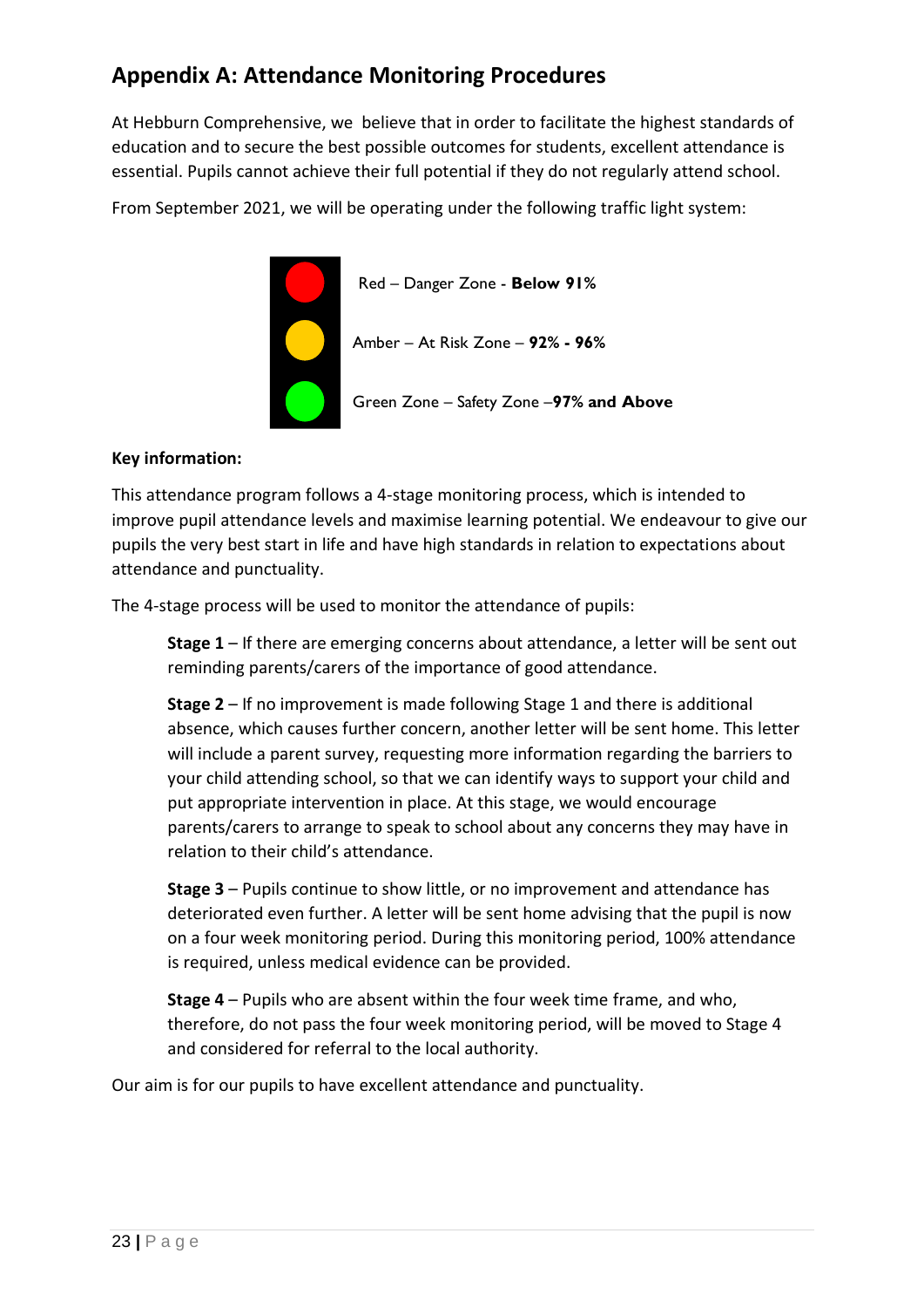## Appendix A: Attendance Monitoring Procedures

At Hebburn Comprehensive, we believe that in order to facilitate the highest standards of education and to secure the best possible outcomes for students, excellent attendance is essential. Pupils cannot achieve their full potential if they do not regularly attend school.

From September 2021, we will be operating under the following traffic light system:

Red – Danger Zone - **Below 91%**

Amber – At Risk Zone – **92% - 96%**

Green Zone – Safety Zone –**97% and Above**

**Key information:**

This attendance program follows a 4-stage monitoring process, which is intended to improve pupil attendance levels and maximise learning potential. We endeavour to give our pupils the very best start in life and have high standards in relation to expectations about attendance and punctuality.

The 4-stage process will be used to monitor the attendance of pupils:

> **Stage 1** – If there are emerging concerns about attendance, a letter will be sent out reminding parents/carers of the importance of good attendance.
>
> **Stage 2** – If no improvement is made following Stage 1 and there is additional absence, which causes further concern, another letter will be sent home. This letter will include a parent survey, requesting more information regarding the barriers to your child attending school, so that we can identify ways to support your child and put appropriate intervention in place. At this stage, we would encourage parents/carers to arrange to speak to school about any concerns they may have in relation to their child's attendance.
>
> **Stage 3** – Pupils continue to show little, or no improvement and attendance has deteriorated even further. A letter will be sent home advising that the pupil is now on a four week monitoring period. During this monitoring period, 100% attendance is required, unless medical evidence can be provided.
>
> **Stage 4** – Pupils who are absent within the four week time frame, and who, therefore, do not pass the four week monitoring period, will be moved to Stage 4 and considered for referral to the local authority.

Our aim is for our pupils to have excellent attendance and punctuality.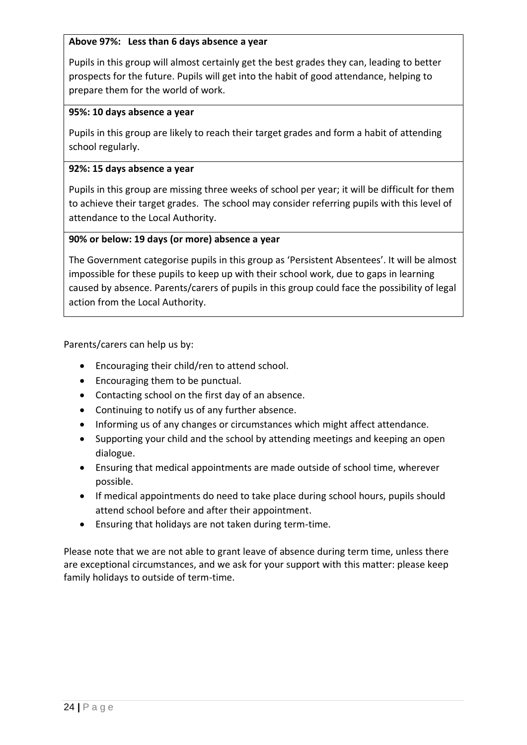**Above 97%: Less than 6 days absence a year**

Pupils in this group will almost certainly get the best grades they can, leading to better prospects for the future. Pupils will get into the habit of good attendance, helping to prepare them for the world of work.

**95%: 10 days absence a year**

Pupils in this group are likely to reach their target grades and form a habit of attending school regularly.

**92%: 15 days absence a year**

Pupils in this group are missing three weeks of school per year; it will be difficult for them to achieve their target grades. The school may consider referring pupils with this level of attendance to the Local Authority.

**90% or below: 19 days (or more) absence a year**

The Government categorise pupils in this group as 'Persistent Absentees'. It will be almost impossible for these pupils to keep up with their school work, due to gaps in learning caused by absence. Parents/carers of pupils in this group could face the possibility of legal action from the Local Authority.

Parents/carers can help us by:

- Encouraging their child/ren to attend school.
- Encouraging them to be punctual.
- Contacting school on the first day of an absence.
- Continuing to notify us of any further absence.
- Informing us of any changes or circumstances which might affect attendance.
- Supporting your child and the school by attending meetings and keeping an open dialogue.
- Ensuring that medical appointments are made outside of school time, wherever possible.
- If medical appointments do need to take place during school hours, pupils should attend school before and after their appointment.
- Ensuring that holidays are not taken during term-time.

Please note that we are not able to grant leave of absence during term time, unless there are exceptional circumstances, and we ask for your support with this matter: please keep family holidays to outside of term-time.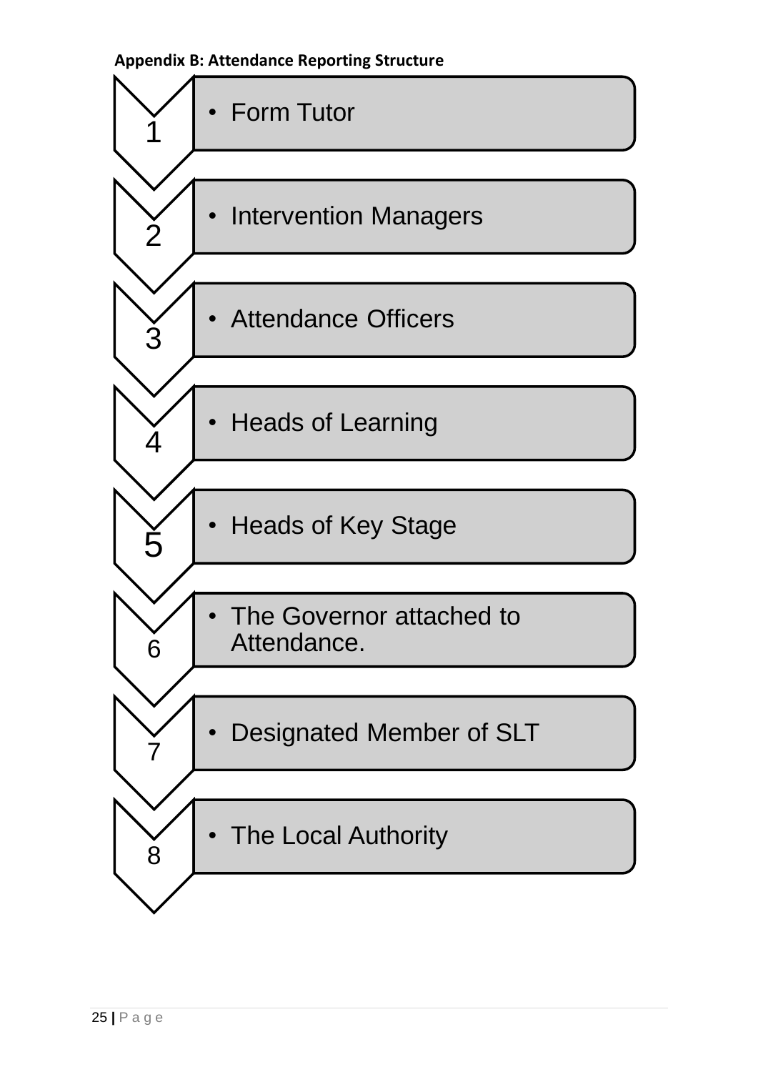**Appendix B: Attendance Reporting Structure**

1. Form Tutor
2. Intervention Managers
3. Attendance Officers
4. Heads of Learning
5. Heads of Key Stage
6. The Governor attached to Attendance.
7. Designated Member of SLT
8. The Local Authority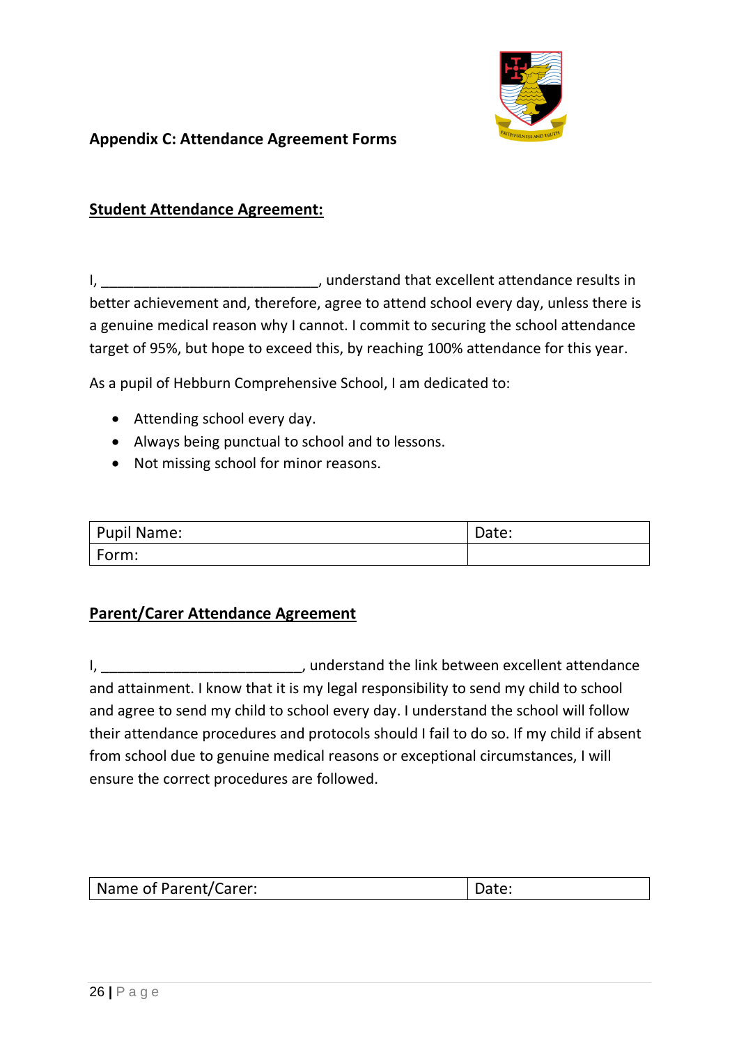## Appendix C: Attendance Agreement Forms

### Student Attendance Agreement:

I, ___________________________, understand that excellent attendance results in better achievement and, therefore, agree to attend school every day, unless there is a genuine medical reason why I cannot. I commit to securing the school attendance target of 95%, but hope to exceed this, by reaching 100% attendance for this year.

As a pupil of Hebburn Comprehensive School, I am dedicated to:

- Attending school every day.
- Always being punctual to school and to lessons.
- Not missing school for minor reasons.

| Pupil Name: | Date: |
|---|---|
| Form: | |

### Parent/Carer Attendance Agreement

I, _________________________, understand the link between excellent attendance and attainment. I know that it is my legal responsibility to send my child to school and agree to send my child to school every day. I understand the school will follow their attendance procedures and protocols should I fail to do so. If my child if absent from school due to genuine medical reasons or exceptional circumstances, I will ensure the correct procedures are followed.

| Name of Parent/Carer: | Date: |
|---|---|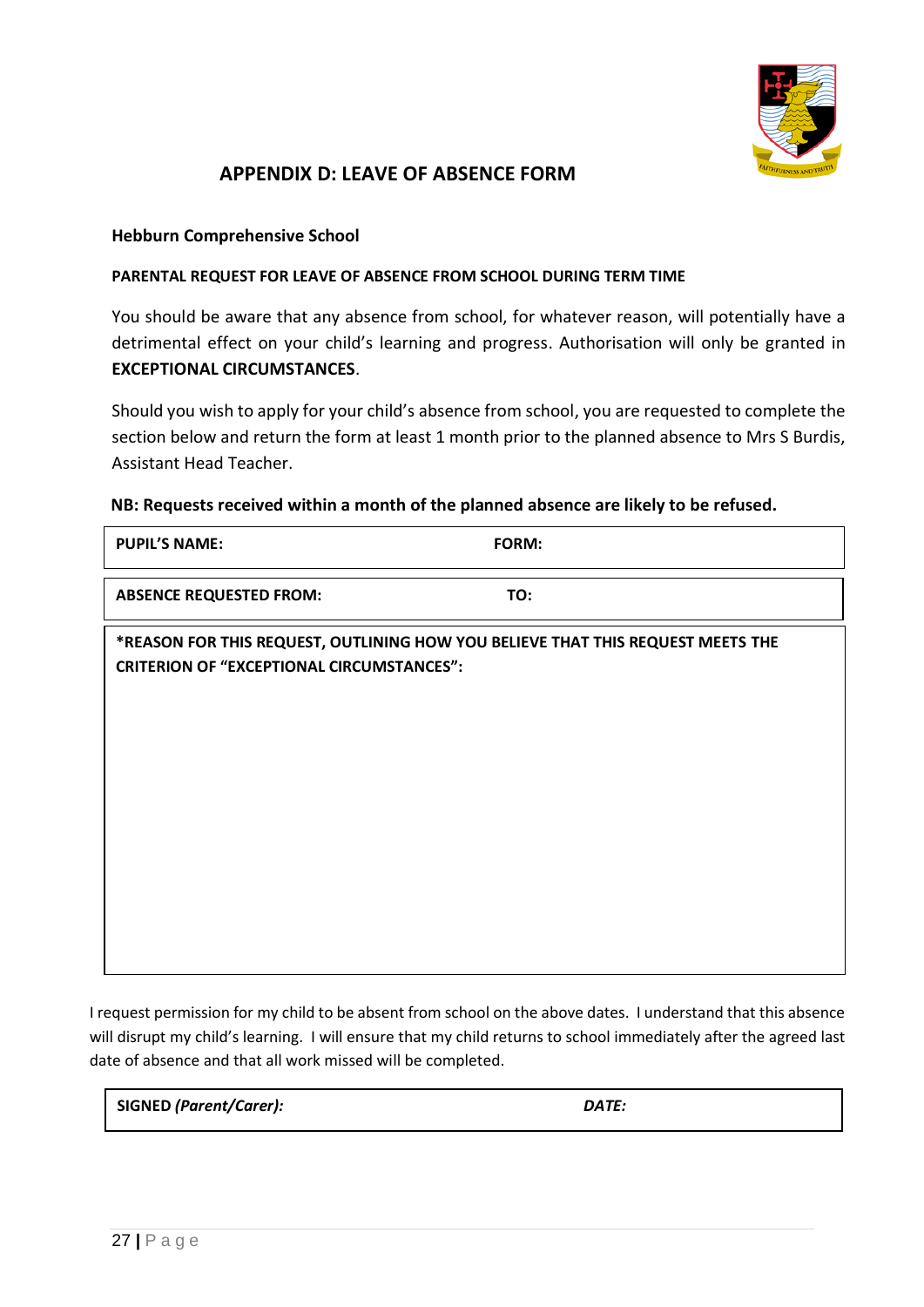## APPENDIX D: LEAVE OF ABSENCE FORM

**Hebburn Comprehensive School**

**PARENTAL REQUEST FOR LEAVE OF ABSENCE FROM SCHOOL DURING TERM TIME**

You should be aware that any absence from school, for whatever reason, will potentially have a detrimental effect on your child's learning and progress. Authorisation will only be granted in **EXCEPTIONAL CIRCUMSTANCES**.

Should you wish to apply for your child's absence from school, you are requested to complete the section below and return the form at least 1 month prior to the planned absence to Mrs S Burdis, Assistant Head Teacher.

**NB: Requests received within a month of the planned absence are likely to be refused.**

| **PUPIL'S NAME:** | **FORM:** |
|---|---|

| **ABSENCE REQUESTED FROM:** | **TO:** |
|---|---|

| **\*REASON FOR THIS REQUEST, OUTLINING HOW YOU BELIEVE THAT THIS REQUEST MEETS THE CRITERION OF "EXCEPTIONAL CIRCUMSTANCES":** |
|---|
| |

I request permission for my child to be absent from school on the above dates. I understand that this absence will disrupt my child's learning. I will ensure that my child returns to school immediately after the agreed last date of absence and that all work missed will be completed.

| **SIGNED** ***(Parent/Carer):*** | ***DATE:*** |
|---|---|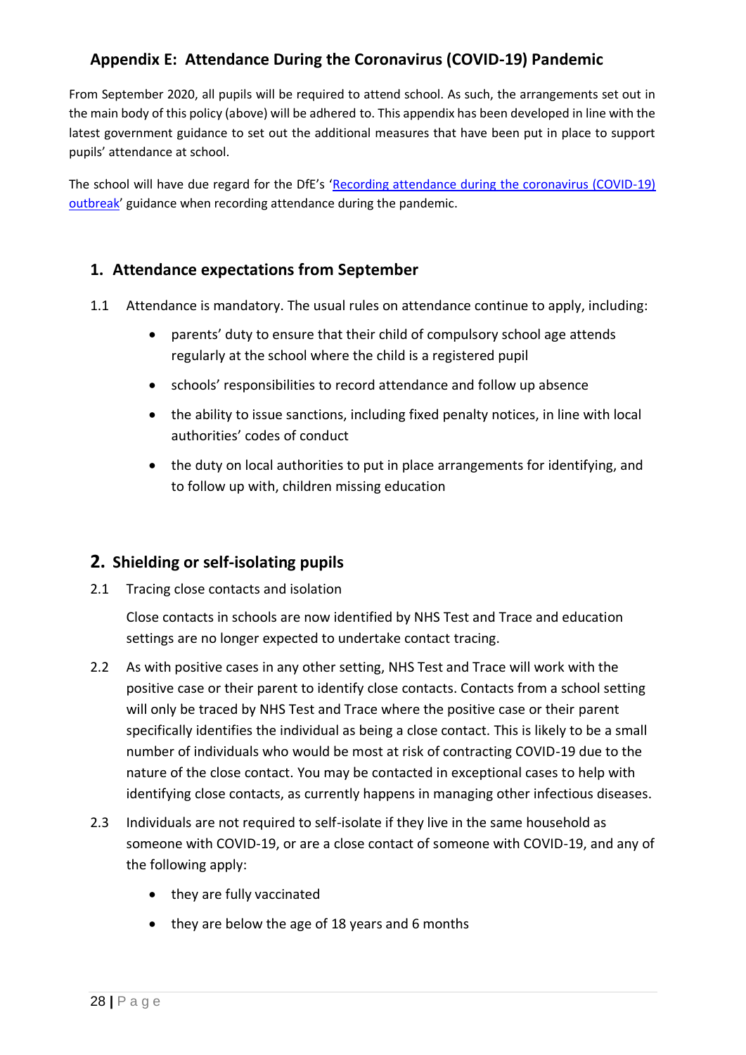## Appendix E: Attendance During the Coronavirus (COVID-19) Pandemic

From September 2020, all pupils will be required to attend school. As such, the arrangements set out in the main body of this policy (above) will be adhered to. This appendix has been developed in line with the latest government guidance to set out the additional measures that have been put in place to support pupils' attendance at school.

The school will have due regard for the DfE's '[Recording attendance during the coronavirus (COVID-19) outbreak]' guidance when recording attendance during the pandemic.

### 1. Attendance expectations from September

1.1 Attendance is mandatory. The usual rules on attendance continue to apply, including:

- parents' duty to ensure that their child of compulsory school age attends regularly at the school where the child is a registered pupil
- schools' responsibilities to record attendance and follow up absence
- the ability to issue sanctions, including fixed penalty notices, in line with local authorities' codes of conduct
- the duty on local authorities to put in place arrangements for identifying, and to follow up with, children missing education

### 2. Shielding or self-isolating pupils

2.1 Tracing close contacts and isolation

Close contacts in schools are now identified by NHS Test and Trace and education settings are no longer expected to undertake contact tracing.

2.2 As with positive cases in any other setting, NHS Test and Trace will work with the positive case or their parent to identify close contacts. Contacts from a school setting will only be traced by NHS Test and Trace where the positive case or their parent specifically identifies the individual as being a close contact. This is likely to be a small number of individuals who would be most at risk of contracting COVID-19 due to the nature of the close contact. You may be contacted in exceptional cases to help with identifying close contacts, as currently happens in managing other infectious diseases.

2.3 Individuals are not required to self-isolate if they live in the same household as someone with COVID-19, or are a close contact of someone with COVID-19, and any of the following apply:

- they are fully vaccinated
- they are below the age of 18 years and 6 months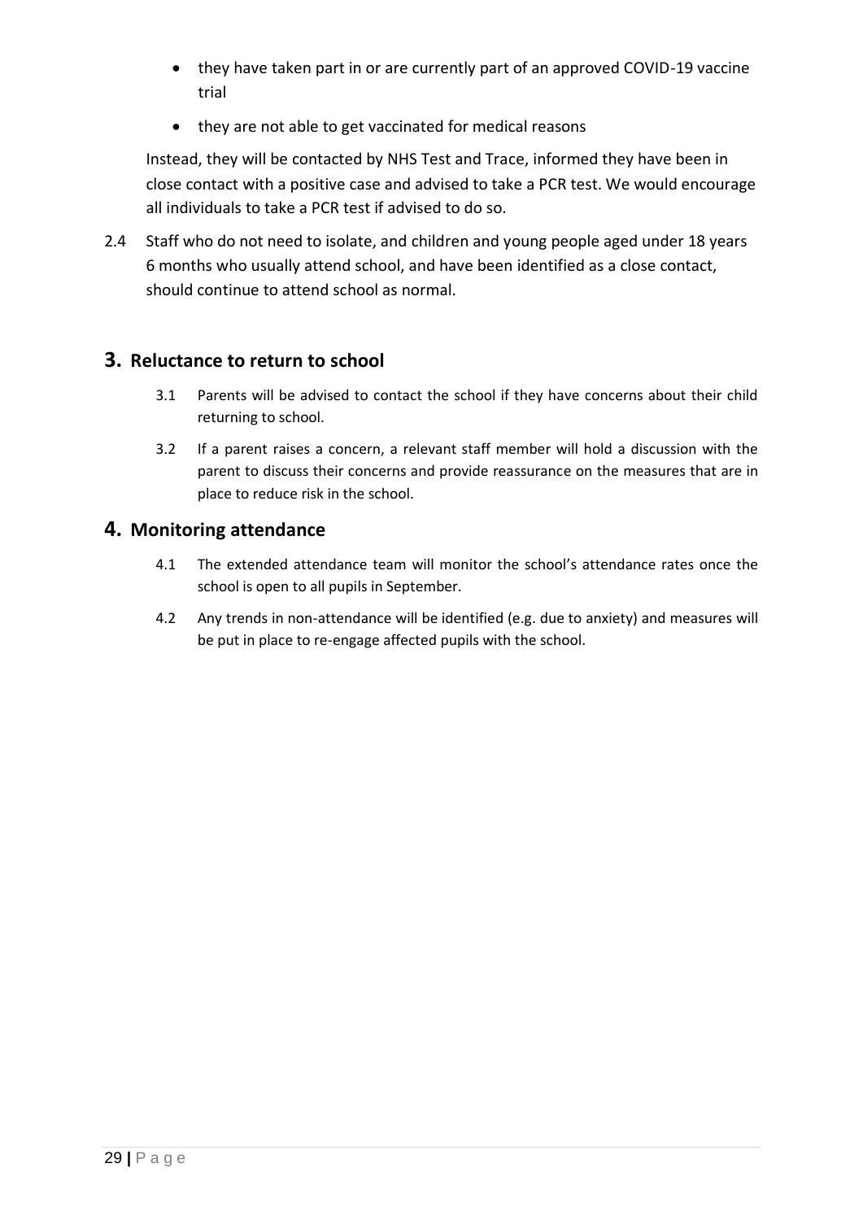- they have taken part in or are currently part of an approved COVID-19 vaccine trial
- they are not able to get vaccinated for medical reasons

Instead, they will be contacted by NHS Test and Trace, informed they have been in close contact with a positive case and advised to take a PCR test. We would encourage all individuals to take a PCR test if advised to do so.

2.4 Staff who do not need to isolate, and children and young people aged under 18 years 6 months who usually attend school, and have been identified as a close contact, should continue to attend school as normal.

## 3. Reluctance to return to school

3.1 Parents will be advised to contact the school if they have concerns about their child returning to school.

3.2 If a parent raises a concern, a relevant staff member will hold a discussion with the parent to discuss their concerns and provide reassurance on the measures that are in place to reduce risk in the school.

## 4. Monitoring attendance

4.1 The extended attendance team will monitor the school's attendance rates once the school is open to all pupils in September.

4.2 Any trends in non-attendance will be identified (e.g. due to anxiety) and measures will be put in place to re-engage affected pupils with the school.